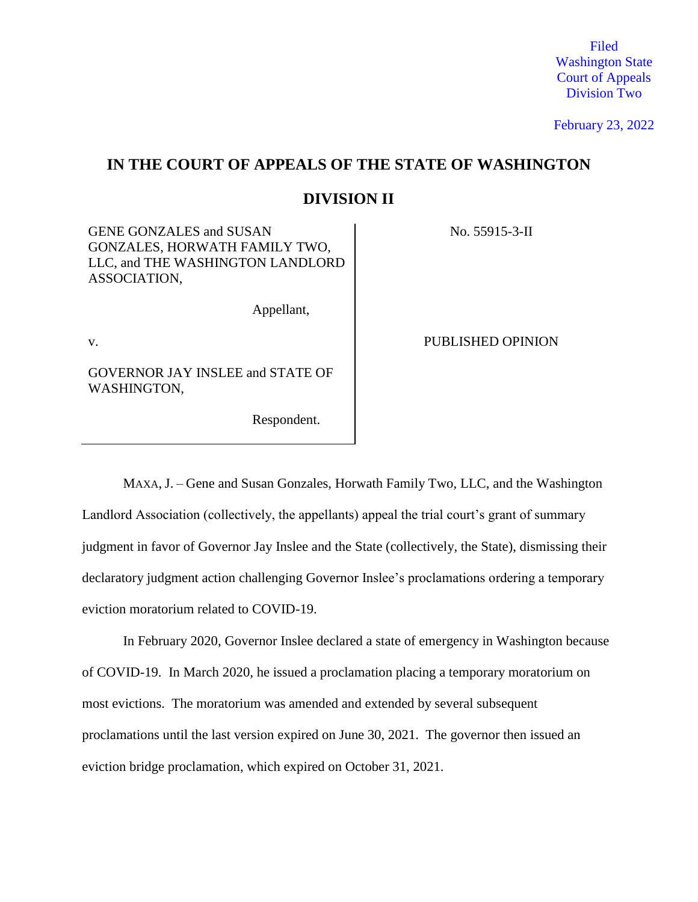Filed
Washington State
Court of Appeals
Division Two

February 23, 2022

# IN THE COURT OF APPEALS OF THE STATE OF WASHINGTON

## DIVISION II

| | |
|---|---|
| GENE GONZALES and SUSAN GONZALES, HORWATH FAMILY TWO, LLC, and THE WASHINGTON LANDLORD ASSOCIATION,<br><br>Appellant,<br><br>v.<br><br>GOVERNOR JAY INSLEE and STATE OF WASHINGTON,<br><br>Respondent. | No. 55915-3-II<br><br>PUBLISHED OPINION |

MAXA, J. – Gene and Susan Gonzales, Horwath Family Two, LLC, and the Washington Landlord Association (collectively, the appellants) appeal the trial court's grant of summary judgment in favor of Governor Jay Inslee and the State (collectively, the State), dismissing their declaratory judgment action challenging Governor Inslee's proclamations ordering a temporary eviction moratorium related to COVID-19.

In February 2020, Governor Inslee declared a state of emergency in Washington because of COVID-19. In March 2020, he issued a proclamation placing a temporary moratorium on most evictions. The moratorium was amended and extended by several subsequent proclamations until the last version expired on June 30, 2021. The governor then issued an eviction bridge proclamation, which expired on October 31, 2021.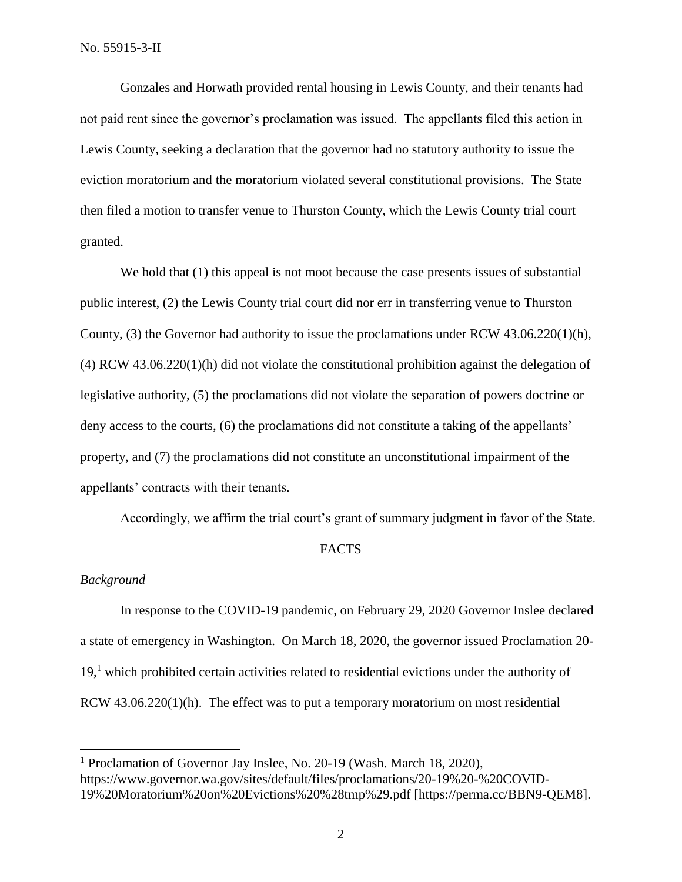Gonzales and Horwath provided rental housing in Lewis County, and their tenants had not paid rent since the governor's proclamation was issued. The appellants filed this action in Lewis County, seeking a declaration that the governor had no statutory authority to issue the eviction moratorium and the moratorium violated several constitutional provisions. The State then filed a motion to transfer venue to Thurston County, which the Lewis County trial court granted.

We hold that (1) this appeal is not moot because the case presents issues of substantial public interest, (2) the Lewis County trial court did nor err in transferring venue to Thurston County, (3) the Governor had authority to issue the proclamations under RCW 43.06.220(1)(h), (4) RCW 43.06.220(1)(h) did not violate the constitutional prohibition against the delegation of legislative authority, (5) the proclamations did not violate the separation of powers doctrine or deny access to the courts, (6) the proclamations did not constitute a taking of the appellants' property, and (7) the proclamations did not constitute an unconstitutional impairment of the appellants' contracts with their tenants.

Accordingly, we affirm the trial court's grant of summary judgment in favor of the State.

## FACTS

*Background*

In response to the COVID-19 pandemic, on February 29, 2020 Governor Inslee declared a state of emergency in Washington. On March 18, 2020, the governor issued Proclamation 20-19,[1] which prohibited certain activities related to residential evictions under the authority of RCW 43.06.220(1)(h). The effect was to put a temporary moratorium on most residential

---

[1] Proclamation of Governor Jay Inslee, No. 20-19 (Wash. March 18, 2020), https://www.governor.wa.gov/sites/default/files/proclamations/20-19%20-%20COVID-19%20Moratorium%20on%20Evictions%20%28tmp%29.pdf [https://perma.cc/BBN9-QEM8].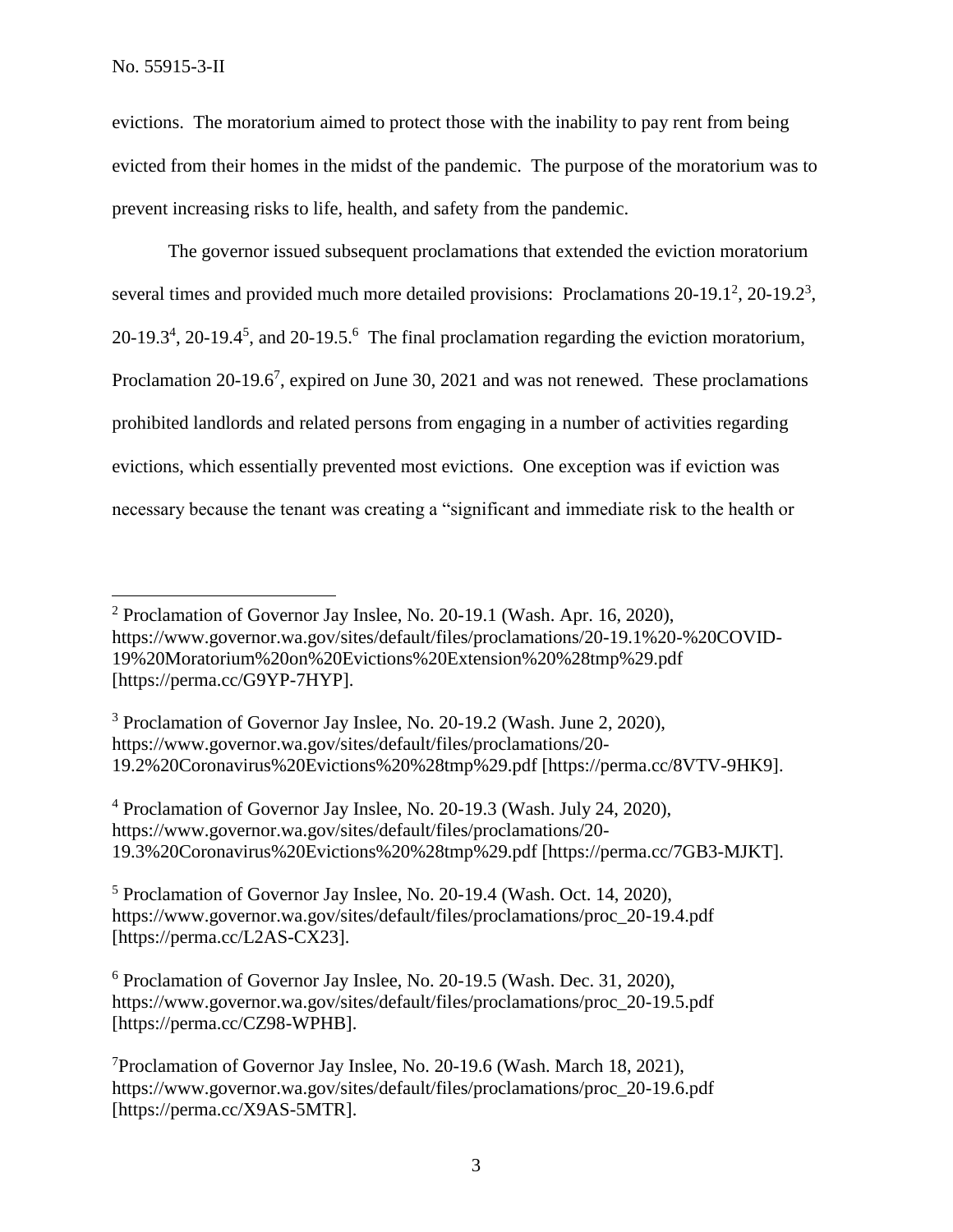evictions. The moratorium aimed to protect those with the inability to pay rent from being evicted from their homes in the midst of the pandemic. The purpose of the moratorium was to prevent increasing risks to life, health, and safety from the pandemic.

The governor issued subsequent proclamations that extended the eviction moratorium several times and provided much more detailed provisions: Proclamations 20-19.1[2], 20-19.2[3], 20-19.3[4], 20-19.4[5], and 20-19.5.[6] The final proclamation regarding the eviction moratorium, Proclamation 20-19.6[7], expired on June 30, 2021 and was not renewed. These proclamations prohibited landlords and related persons from engaging in a number of activities regarding evictions, which essentially prevented most evictions. One exception was if eviction was necessary because the tenant was creating a "significant and immediate risk to the health or

---

[2] Proclamation of Governor Jay Inslee, No. 20-19.1 (Wash. Apr. 16, 2020), https://www.governor.wa.gov/sites/default/files/proclamations/20-19.1%20-%20COVID-19%20Moratorium%20on%20Evictions%20Extension%20%28tmp%29.pdf [https://perma.cc/G9YP-7HYP].

[3] Proclamation of Governor Jay Inslee, No. 20-19.2 (Wash. June 2, 2020), https://www.governor.wa.gov/sites/default/files/proclamations/20-19.2%20Coronavirus%20Evictions%20%28tmp%29.pdf [https://perma.cc/8VTV-9HK9].

[4] Proclamation of Governor Jay Inslee, No. 20-19.3 (Wash. July 24, 2020), https://www.governor.wa.gov/sites/default/files/proclamations/20-19.3%20Coronavirus%20Evictions%20%28tmp%29.pdf [https://perma.cc/7GB3-MJKT].

[5] Proclamation of Governor Jay Inslee, No. 20-19.4 (Wash. Oct. 14, 2020), https://www.governor.wa.gov/sites/default/files/proclamations/proc_20-19.4.pdf [https://perma.cc/L2AS-CX23].

[6] Proclamation of Governor Jay Inslee, No. 20-19.5 (Wash. Dec. 31, 2020), https://www.governor.wa.gov/sites/default/files/proclamations/proc_20-19.5.pdf [https://perma.cc/CZ98-WPHB].

[7] Proclamation of Governor Jay Inslee, No. 20-19.6 (Wash. March 18, 2021), https://www.governor.wa.gov/sites/default/files/proclamations/proc_20-19.6.pdf [https://perma.cc/X9AS-5MTR].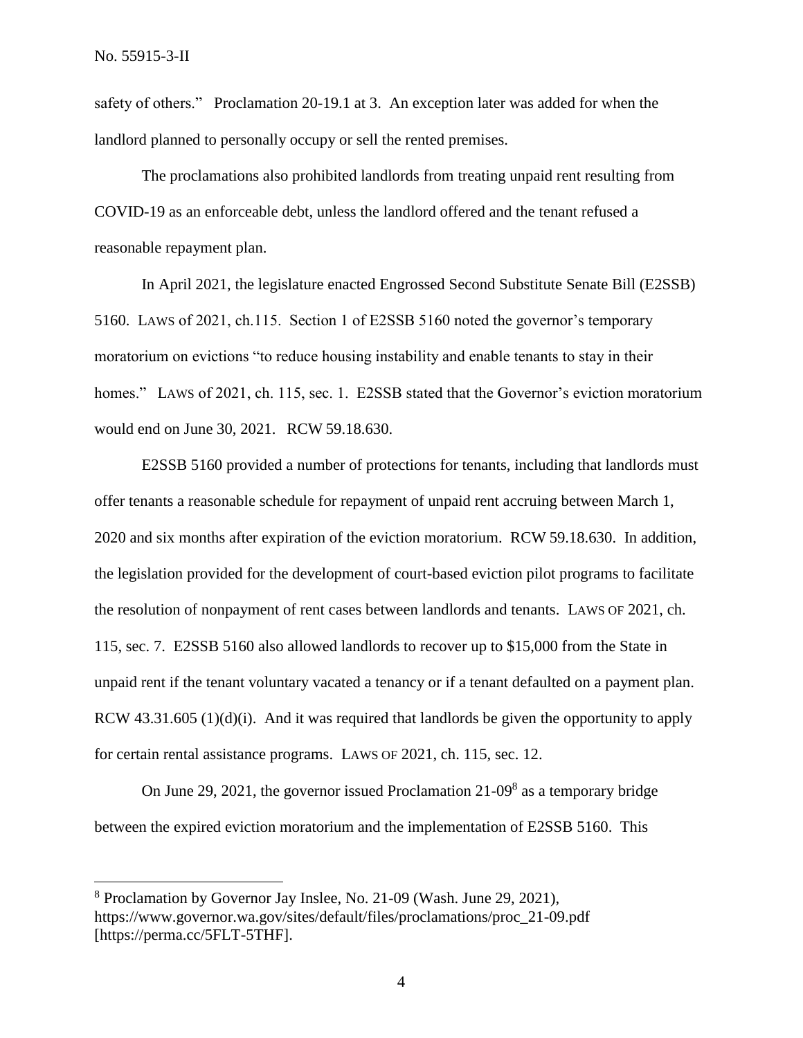safety of others." Proclamation 20-19.1 at 3. An exception later was added for when the landlord planned to personally occupy or sell the rented premises.

The proclamations also prohibited landlords from treating unpaid rent resulting from COVID-19 as an enforceable debt, unless the landlord offered and the tenant refused a reasonable repayment plan.

In April 2021, the legislature enacted Engrossed Second Substitute Senate Bill (E2SSB) 5160. LAWS of 2021, ch.115. Section 1 of E2SSB 5160 noted the governor's temporary moratorium on evictions "to reduce housing instability and enable tenants to stay in their homes." LAWS of 2021, ch. 115, sec. 1. E2SSB stated that the Governor's eviction moratorium would end on June 30, 2021. RCW 59.18.630.

E2SSB 5160 provided a number of protections for tenants, including that landlords must offer tenants a reasonable schedule for repayment of unpaid rent accruing between March 1, 2020 and six months after expiration of the eviction moratorium. RCW 59.18.630. In addition, the legislation provided for the development of court-based eviction pilot programs to facilitate the resolution of nonpayment of rent cases between landlords and tenants. LAWS OF 2021, ch. 115, sec. 7. E2SSB 5160 also allowed landlords to recover up to $15,000 from the State in unpaid rent if the tenant voluntary vacated a tenancy or if a tenant defaulted on a payment plan. RCW 43.31.605 (1)(d)(i). And it was required that landlords be given the opportunity to apply for certain rental assistance programs. LAWS OF 2021, ch. 115, sec. 12.

On June 29, 2021, the governor issued Proclamation 21-09[8] as a temporary bridge between the expired eviction moratorium and the implementation of E2SSB 5160. This

[8] Proclamation by Governor Jay Inslee, No. 21-09 (Wash. June 29, 2021), https://www.governor.wa.gov/sites/default/files/proclamations/proc_21-09.pdf [https://perma.cc/5FLT-5THF].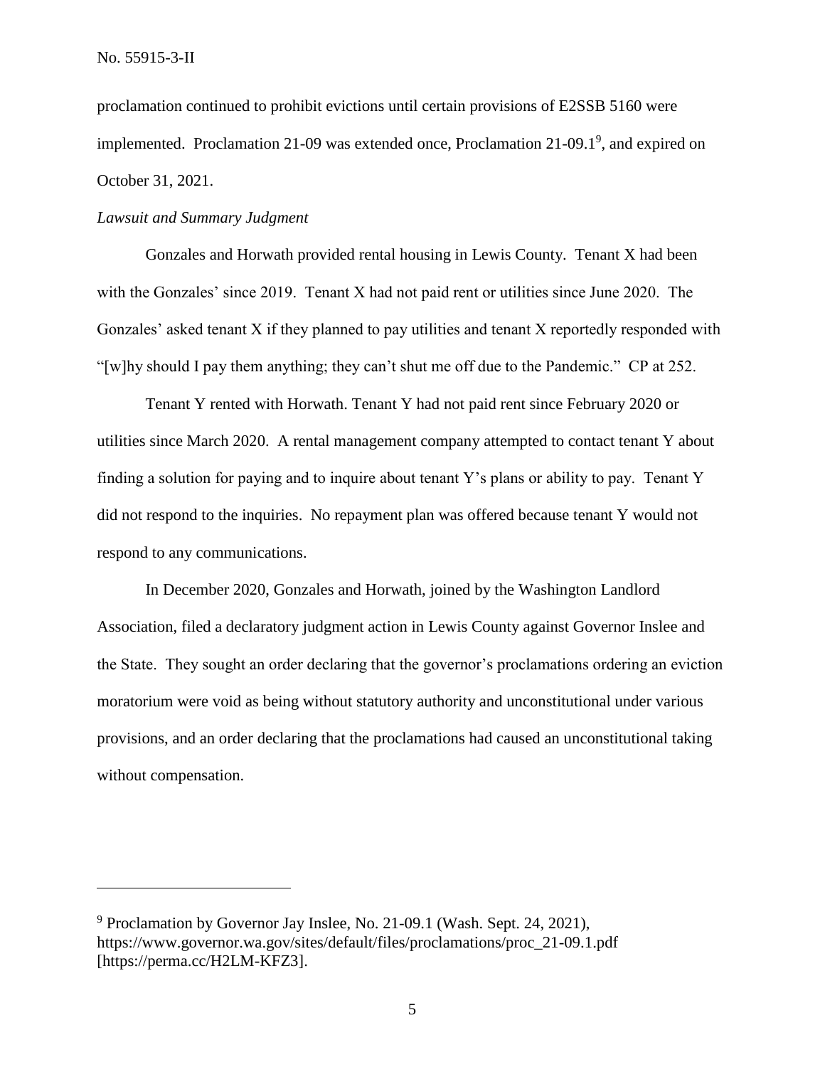proclamation continued to prohibit evictions until certain provisions of E2SSB 5160 were implemented. Proclamation 21-09 was extended once, Proclamation 21-09.1[9], and expired on October 31, 2021.

*Lawsuit and Summary Judgment*

Gonzales and Horwath provided rental housing in Lewis County. Tenant X had been with the Gonzales' since 2019. Tenant X had not paid rent or utilities since June 2020. The Gonzales' asked tenant X if they planned to pay utilities and tenant X reportedly responded with "[w]hy should I pay them anything; they can't shut me off due to the Pandemic." CP at 252.

Tenant Y rented with Horwath. Tenant Y had not paid rent since February 2020 or utilities since March 2020. A rental management company attempted to contact tenant Y about finding a solution for paying and to inquire about tenant Y's plans or ability to pay. Tenant Y did not respond to the inquiries. No repayment plan was offered because tenant Y would not respond to any communications.

In December 2020, Gonzales and Horwath, joined by the Washington Landlord Association, filed a declaratory judgment action in Lewis County against Governor Inslee and the State. They sought an order declaring that the governor's proclamations ordering an eviction moratorium were void as being without statutory authority and unconstitutional under various provisions, and an order declaring that the proclamations had caused an unconstitutional taking without compensation.

---

[9] Proclamation by Governor Jay Inslee, No. 21-09.1 (Wash. Sept. 24, 2021), https://www.governor.wa.gov/sites/default/files/proclamations/proc_21-09.1.pdf [https://perma.cc/H2LM-KFZ3].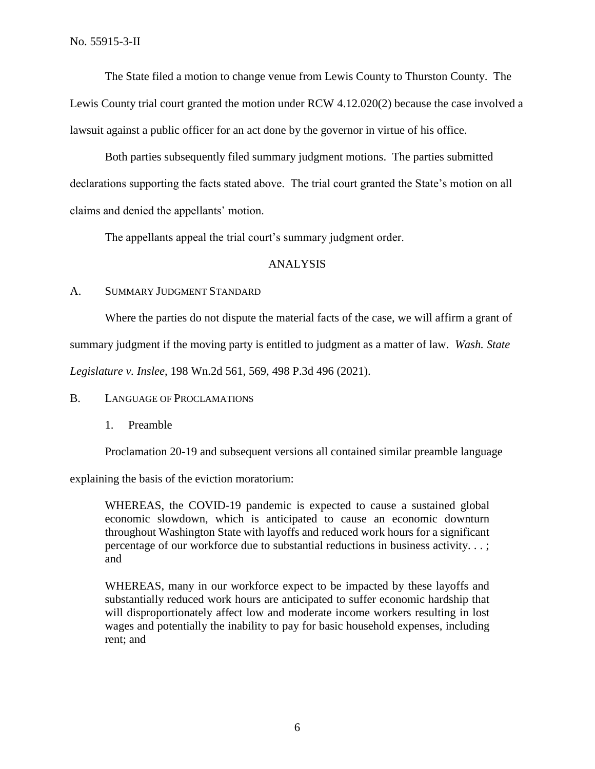The State filed a motion to change venue from Lewis County to Thurston County. The Lewis County trial court granted the motion under RCW 4.12.020(2) because the case involved a lawsuit against a public officer for an act done by the governor in virtue of his office.

Both parties subsequently filed summary judgment motions. The parties submitted declarations supporting the facts stated above. The trial court granted the State's motion on all claims and denied the appellants' motion.

The appellants appeal the trial court's summary judgment order.

## ANALYSIS

### A. Summary Judgment Standard

Where the parties do not dispute the material facts of the case, we will affirm a grant of summary judgment if the moving party is entitled to judgment as a matter of law. *Wash. State Legislature v. Inslee*, 198 Wn.2d 561, 569, 498 P.3d 496 (2021).

### B. Language of Proclamations

#### 1. Preamble

Proclamation 20-19 and subsequent versions all contained similar preamble language explaining the basis of the eviction moratorium:

> WHEREAS, the COVID-19 pandemic is expected to cause a sustained global economic slowdown, which is anticipated to cause an economic downturn throughout Washington State with layoffs and reduced work hours for a significant percentage of our workforce due to substantial reductions in business activity. . . ; and
>
> WHEREAS, many in our workforce expect to be impacted by these layoffs and substantially reduced work hours are anticipated to suffer economic hardship that will disproportionately affect low and moderate income workers resulting in lost wages and potentially the inability to pay for basic household expenses, including rent; and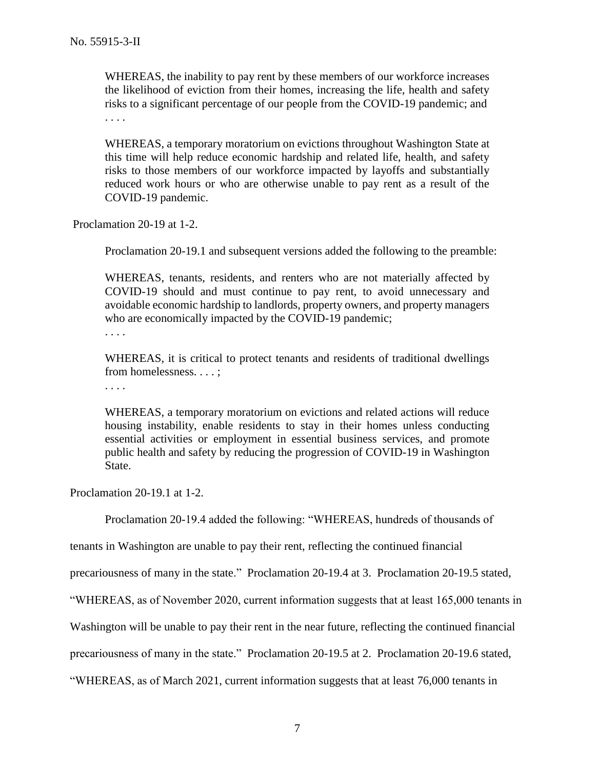> WHEREAS, the inability to pay rent by these members of our workforce increases the likelihood of eviction from their homes, increasing the life, health and safety risks to a significant percentage of our people from the COVID-19 pandemic; and
> . . . .
>
> WHEREAS, a temporary moratorium on evictions throughout Washington State at this time will help reduce economic hardship and related life, health, and safety risks to those members of our workforce impacted by layoffs and substantially reduced work hours or who are otherwise unable to pay rent as a result of the COVID-19 pandemic.

Proclamation 20-19 at 1-2.

Proclamation 20-19.1 and subsequent versions added the following to the preamble:

> WHEREAS, tenants, residents, and renters who are not materially affected by COVID-19 should and must continue to pay rent, to avoid unnecessary and avoidable economic hardship to landlords, property owners, and property managers who are economically impacted by the COVID-19 pandemic;
> . . . .
>
> WHEREAS, it is critical to protect tenants and residents of traditional dwellings from homelessness. . . . ;
> . . . .
>
> WHEREAS, a temporary moratorium on evictions and related actions will reduce housing instability, enable residents to stay in their homes unless conducting essential activities or employment in essential business services, and promote public health and safety by reducing the progression of COVID-19 in Washington State.

Proclamation 20-19.1 at 1-2.

Proclamation 20-19.4 added the following: "WHEREAS, hundreds of thousands of tenants in Washington are unable to pay their rent, reflecting the continued financial precariousness of many in the state." Proclamation 20-19.4 at 3. Proclamation 20-19.5 stated, "WHEREAS, as of November 2020, current information suggests that at least 165,000 tenants in Washington will be unable to pay their rent in the near future, reflecting the continued financial precariousness of many in the state." Proclamation 20-19.5 at 2. Proclamation 20-19.6 stated, "WHEREAS, as of March 2021, current information suggests that at least 76,000 tenants in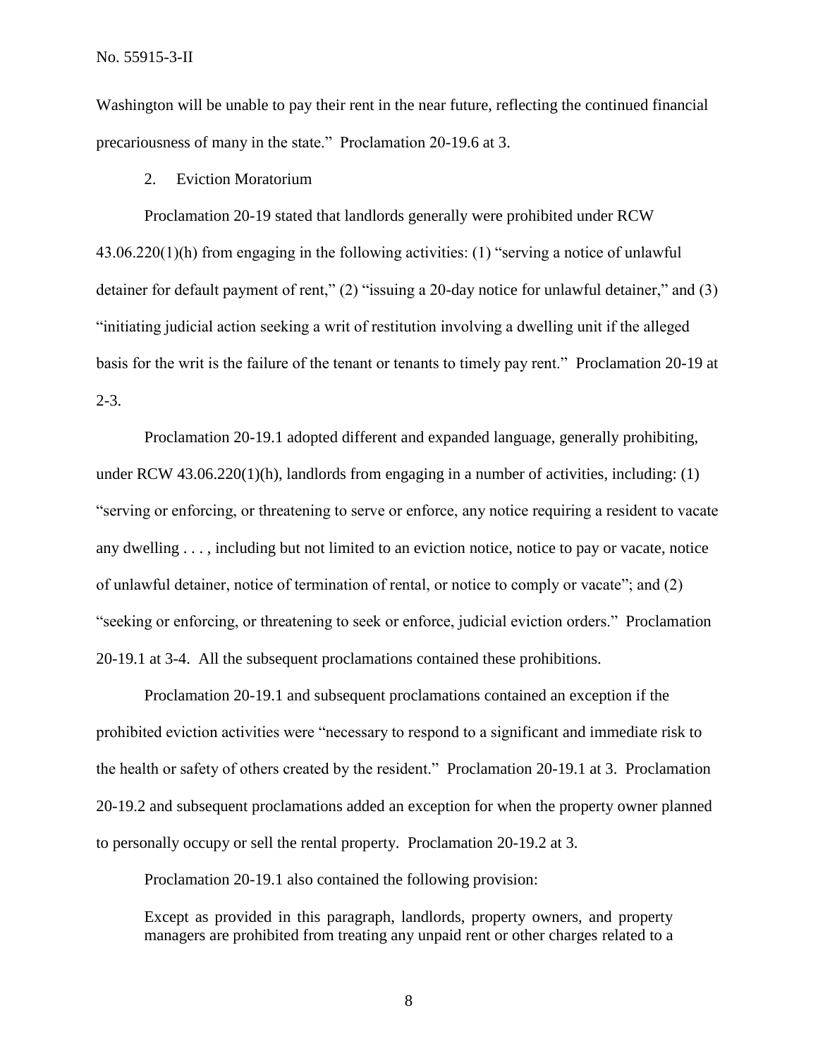Washington will be unable to pay their rent in the near future, reflecting the continued financial precariousness of many in the state." Proclamation 20-19.6 at 3.

2. Eviction Moratorium

Proclamation 20-19 stated that landlords generally were prohibited under RCW 43.06.220(1)(h) from engaging in the following activities: (1) "serving a notice of unlawful detainer for default payment of rent," (2) "issuing a 20-day notice for unlawful detainer," and (3) "initiating judicial action seeking a writ of restitution involving a dwelling unit if the alleged basis for the writ is the failure of the tenant or tenants to timely pay rent." Proclamation 20-19 at 2-3.

Proclamation 20-19.1 adopted different and expanded language, generally prohibiting, under RCW 43.06.220(1)(h), landlords from engaging in a number of activities, including: (1) "serving or enforcing, or threatening to serve or enforce, any notice requiring a resident to vacate any dwelling . . . , including but not limited to an eviction notice, notice to pay or vacate, notice of unlawful detainer, notice of termination of rental, or notice to comply or vacate"; and (2) "seeking or enforcing, or threatening to seek or enforce, judicial eviction orders." Proclamation 20-19.1 at 3-4. All the subsequent proclamations contained these prohibitions.

Proclamation 20-19.1 and subsequent proclamations contained an exception if the prohibited eviction activities were "necessary to respond to a significant and immediate risk to the health or safety of others created by the resident." Proclamation 20-19.1 at 3. Proclamation 20-19.2 and subsequent proclamations added an exception for when the property owner planned to personally occupy or sell the rental property. Proclamation 20-19.2 at 3.

Proclamation 20-19.1 also contained the following provision:

> Except as provided in this paragraph, landlords, property owners, and property managers are prohibited from treating any unpaid rent or other charges related to a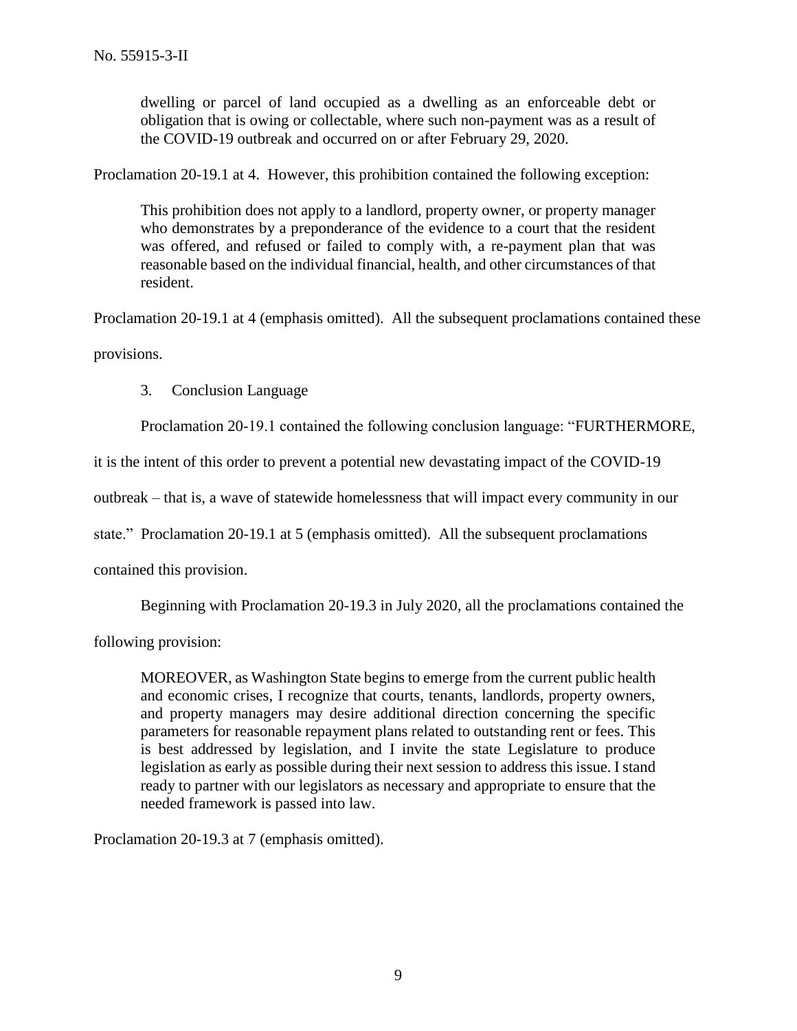> dwelling or parcel of land occupied as a dwelling as an enforceable debt or obligation that is owing or collectable, where such non-payment was as a result of the COVID-19 outbreak and occurred on or after February 29, 2020.

Proclamation 20-19.1 at 4. However, this prohibition contained the following exception:

> This prohibition does not apply to a landlord, property owner, or property manager who demonstrates by a preponderance of the evidence to a court that the resident was offered, and refused or failed to comply with, a re-payment plan that was reasonable based on the individual financial, health, and other circumstances of that resident.

Proclamation 20-19.1 at 4 (emphasis omitted). All the subsequent proclamations contained these provisions.

3. Conclusion Language

Proclamation 20-19.1 contained the following conclusion language: "FURTHERMORE, it is the intent of this order to prevent a potential new devastating impact of the COVID-19 outbreak – that is, a wave of statewide homelessness that will impact every community in our state." Proclamation 20-19.1 at 5 (emphasis omitted). All the subsequent proclamations contained this provision.

Beginning with Proclamation 20-19.3 in July 2020, all the proclamations contained the following provision:

> MOREOVER, as Washington State begins to emerge from the current public health and economic crises, I recognize that courts, tenants, landlords, property owners, and property managers may desire additional direction concerning the specific parameters for reasonable repayment plans related to outstanding rent or fees. This is best addressed by legislation, and I invite the state Legislature to produce legislation as early as possible during their next session to address this issue. I stand ready to partner with our legislators as necessary and appropriate to ensure that the needed framework is passed into law.

Proclamation 20-19.3 at 7 (emphasis omitted).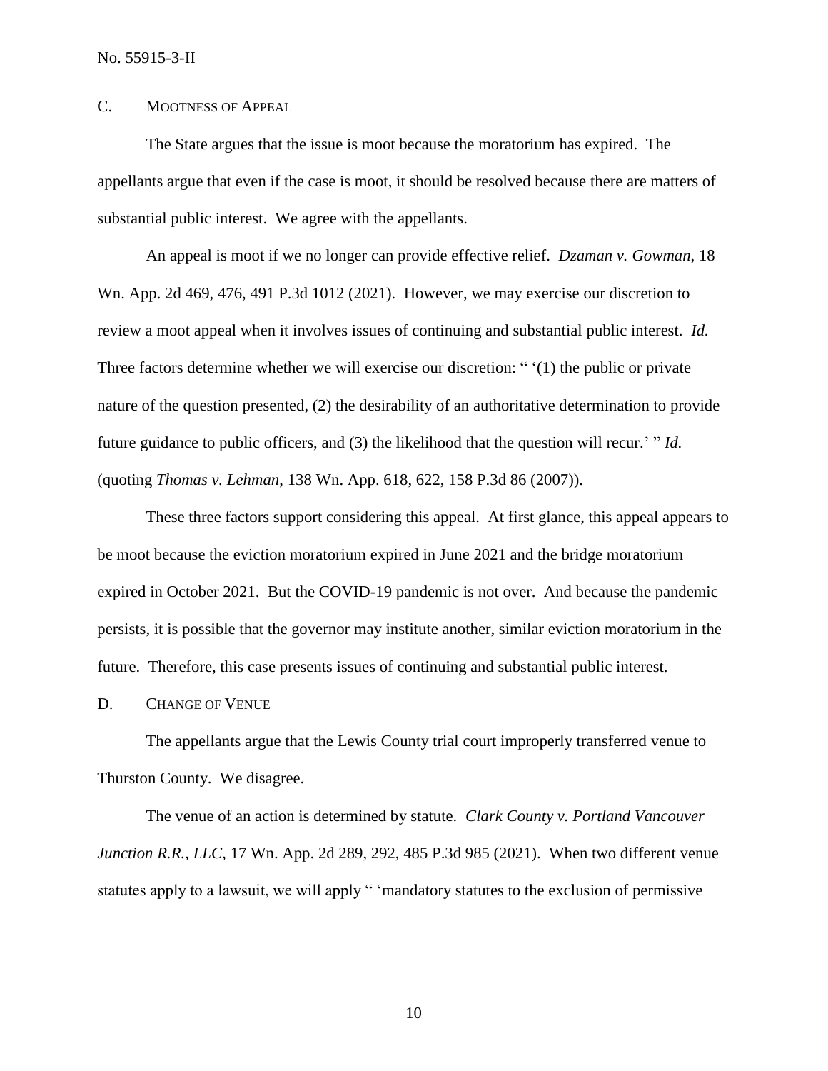C. Mootness of Appeal

The State argues that the issue is moot because the moratorium has expired. The appellants argue that even if the case is moot, it should be resolved because there are matters of substantial public interest. We agree with the appellants.

An appeal is moot if we no longer can provide effective relief. *Dzaman v. Gowman*, 18 Wn. App. 2d 469, 476, 491 P.3d 1012 (2021). However, we may exercise our discretion to review a moot appeal when it involves issues of continuing and substantial public interest. *Id.* Three factors determine whether we will exercise our discretion: " '(1) the public or private nature of the question presented, (2) the desirability of an authoritative determination to provide future guidance to public officers, and (3) the likelihood that the question will recur.' " *Id.* (quoting *Thomas v. Lehman*, 138 Wn. App. 618, 622, 158 P.3d 86 (2007)).

These three factors support considering this appeal. At first glance, this appeal appears to be moot because the eviction moratorium expired in June 2021 and the bridge moratorium expired in October 2021. But the COVID-19 pandemic is not over. And because the pandemic persists, it is possible that the governor may institute another, similar eviction moratorium in the future. Therefore, this case presents issues of continuing and substantial public interest.

D. Change of Venue

The appellants argue that the Lewis County trial court improperly transferred venue to Thurston County. We disagree.

The venue of an action is determined by statute. *Clark County v. Portland Vancouver Junction R.R., LLC*, 17 Wn. App. 2d 289, 292, 485 P.3d 985 (2021). When two different venue statutes apply to a lawsuit, we will apply " 'mandatory statutes to the exclusion of permissive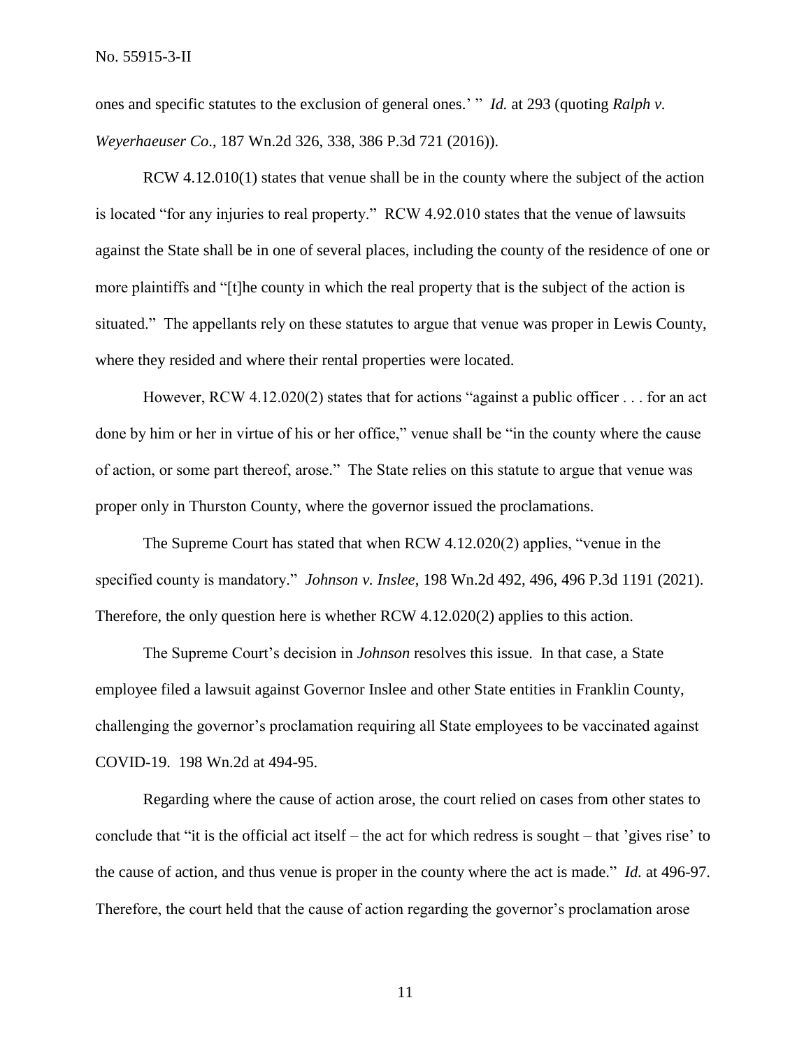ones and specific statutes to the exclusion of general ones.' " *Id.* at 293 (quoting *Ralph v. Weyerhaeuser Co*., 187 Wn.2d 326, 338, 386 P.3d 721 (2016)).

RCW 4.12.010(1) states that venue shall be in the county where the subject of the action is located "for any injuries to real property." RCW 4.92.010 states that the venue of lawsuits against the State shall be in one of several places, including the county of the residence of one or more plaintiffs and "[t]he county in which the real property that is the subject of the action is situated." The appellants rely on these statutes to argue that venue was proper in Lewis County, where they resided and where their rental properties were located.

However, RCW 4.12.020(2) states that for actions "against a public officer . . . for an act done by him or her in virtue of his or her office," venue shall be "in the county where the cause of action, or some part thereof, arose." The State relies on this statute to argue that venue was proper only in Thurston County, where the governor issued the proclamations.

The Supreme Court has stated that when RCW 4.12.020(2) applies, "venue in the specified county is mandatory." *Johnson v. Inslee*, 198 Wn.2d 492, 496, 496 P.3d 1191 (2021). Therefore, the only question here is whether RCW 4.12.020(2) applies to this action.

The Supreme Court's decision in *Johnson* resolves this issue. In that case, a State employee filed a lawsuit against Governor Inslee and other State entities in Franklin County, challenging the governor's proclamation requiring all State employees to be vaccinated against COVID-19. 198 Wn.2d at 494-95.

Regarding where the cause of action arose, the court relied on cases from other states to conclude that "it is the official act itself – the act for which redress is sought – that 'gives rise' to the cause of action, and thus venue is proper in the county where the act is made." *Id.* at 496-97. Therefore, the court held that the cause of action regarding the governor's proclamation arose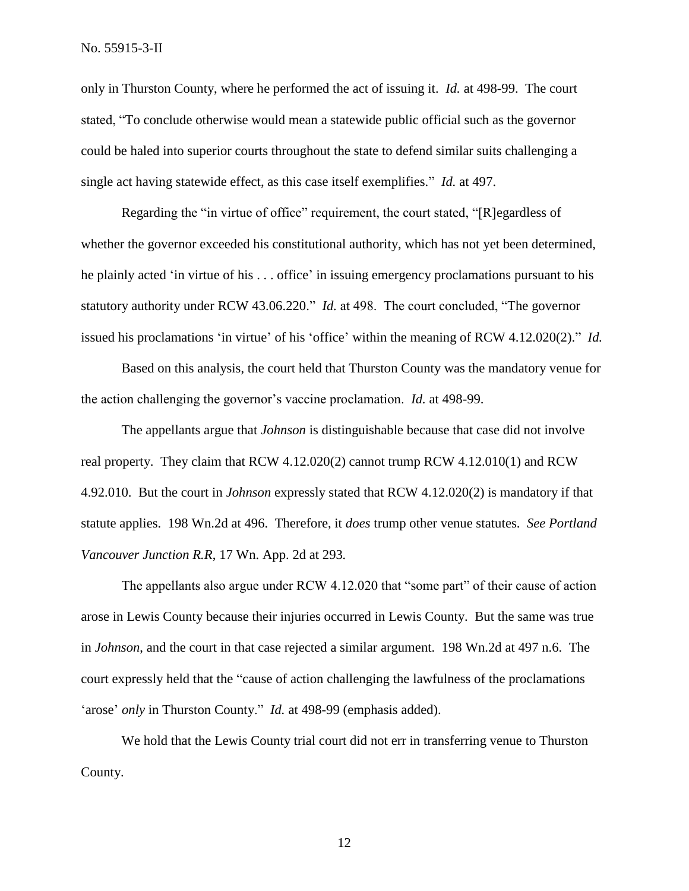only in Thurston County, where he performed the act of issuing it. *Id.* at 498-99. The court stated, "To conclude otherwise would mean a statewide public official such as the governor could be haled into superior courts throughout the state to defend similar suits challenging a single act having statewide effect, as this case itself exemplifies." *Id.* at 497.

Regarding the "in virtue of office" requirement, the court stated, "[R]egardless of whether the governor exceeded his constitutional authority, which has not yet been determined, he plainly acted 'in virtue of his . . . office' in issuing emergency proclamations pursuant to his statutory authority under RCW 43.06.220." *Id.* at 498. The court concluded, "The governor issued his proclamations 'in virtue' of his 'office' within the meaning of RCW 4.12.020(2)." *Id.*

Based on this analysis, the court held that Thurston County was the mandatory venue for the action challenging the governor's vaccine proclamation. *Id.* at 498-99.

The appellants argue that *Johnson* is distinguishable because that case did not involve real property. They claim that RCW 4.12.020(2) cannot trump RCW 4.12.010(1) and RCW 4.92.010. But the court in *Johnson* expressly stated that RCW 4.12.020(2) is mandatory if that statute applies. 198 Wn.2d at 496. Therefore, it *does* trump other venue statutes. *See Portland Vancouver Junction R.R*, 17 Wn. App. 2d at 293.

The appellants also argue under RCW 4.12.020 that "some part" of their cause of action arose in Lewis County because their injuries occurred in Lewis County. But the same was true in *Johnson*, and the court in that case rejected a similar argument. 198 Wn.2d at 497 n.6. The court expressly held that the "cause of action challenging the lawfulness of the proclamations 'arose' *only* in Thurston County." *Id.* at 498-99 (emphasis added).

We hold that the Lewis County trial court did not err in transferring venue to Thurston County.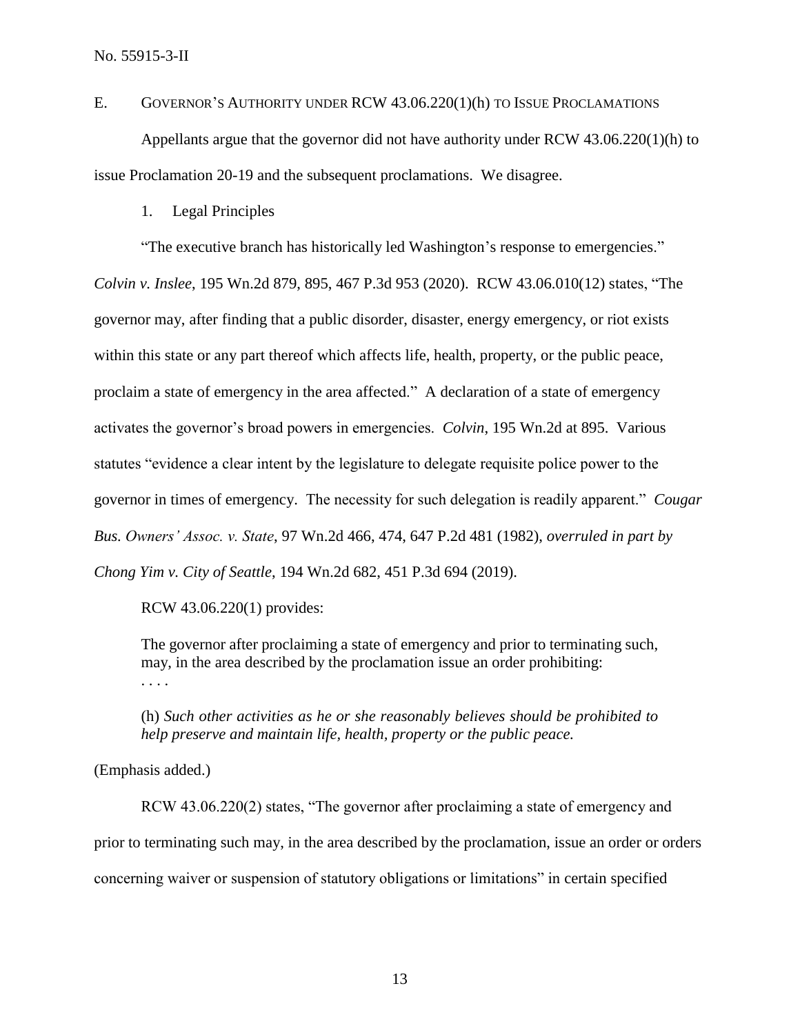E. GOVERNOR'S AUTHORITY UNDER RCW 43.06.220(1)(h) TO ISSUE PROCLAMATIONS

Appellants argue that the governor did not have authority under RCW 43.06.220(1)(h) to issue Proclamation 20-19 and the subsequent proclamations. We disagree.

1. Legal Principles

"The executive branch has historically led Washington's response to emergencies." *Colvin v. Inslee*, 195 Wn.2d 879, 895, 467 P.3d 953 (2020). RCW 43.06.010(12) states, "The governor may, after finding that a public disorder, disaster, energy emergency, or riot exists within this state or any part thereof which affects life, health, property, or the public peace, proclaim a state of emergency in the area affected." A declaration of a state of emergency activates the governor's broad powers in emergencies. *Colvin*, 195 Wn.2d at 895. Various statutes "evidence a clear intent by the legislature to delegate requisite police power to the governor in times of emergency. The necessity for such delegation is readily apparent." *Cougar Bus. Owners' Assoc. v. State*, 97 Wn.2d 466, 474, 647 P.2d 481 (1982), *overruled in part by Chong Yim v. City of Seattle*, 194 Wn.2d 682, 451 P.3d 694 (2019).

RCW 43.06.220(1) provides:

> The governor after proclaiming a state of emergency and prior to terminating such, may, in the area described by the proclamation issue an order prohibiting:
> . . . .
>
> (h) *Such other activities as he or she reasonably believes should be prohibited to help preserve and maintain life, health, property or the public peace.*

(Emphasis added.)

RCW 43.06.220(2) states, "The governor after proclaiming a state of emergency and prior to terminating such may, in the area described by the proclamation, issue an order or orders concerning waiver or suspension of statutory obligations or limitations" in certain specified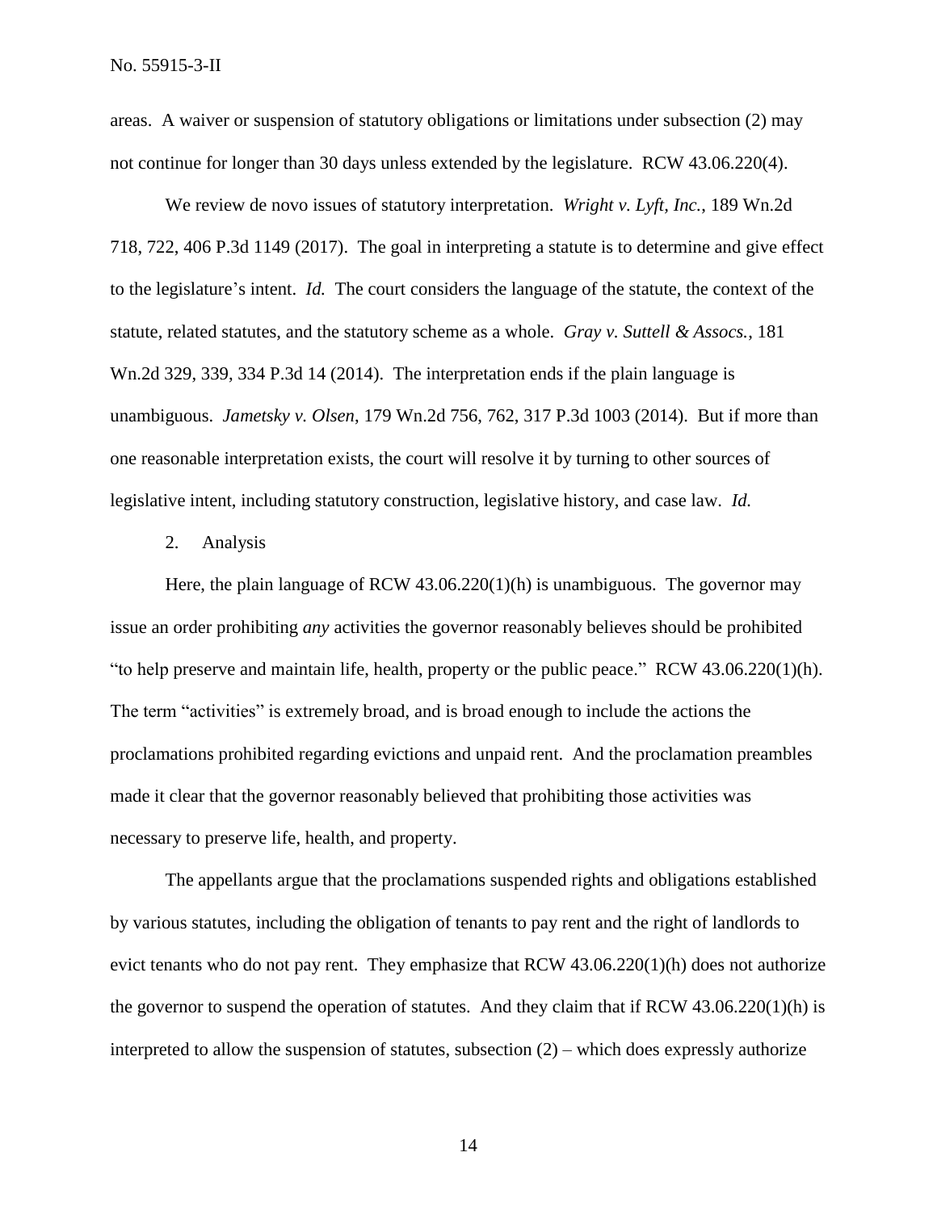areas. A waiver or suspension of statutory obligations or limitations under subsection (2) may not continue for longer than 30 days unless extended by the legislature. RCW 43.06.220(4).

We review de novo issues of statutory interpretation. *Wright v. Lyft, Inc.*, 189 Wn.2d 718, 722, 406 P.3d 1149 (2017). The goal in interpreting a statute is to determine and give effect to the legislature's intent. *Id.* The court considers the language of the statute, the context of the statute, related statutes, and the statutory scheme as a whole. *Gray v. Suttell & Assocs.*, 181 Wn.2d 329, 339, 334 P.3d 14 (2014). The interpretation ends if the plain language is unambiguous. *Jametsky v. Olsen*, 179 Wn.2d 756, 762, 317 P.3d 1003 (2014). But if more than one reasonable interpretation exists, the court will resolve it by turning to other sources of legislative intent, including statutory construction, legislative history, and case law. *Id.*

2. Analysis

Here, the plain language of RCW 43.06.220(1)(h) is unambiguous. The governor may issue an order prohibiting *any* activities the governor reasonably believes should be prohibited "to help preserve and maintain life, health, property or the public peace." RCW 43.06.220(1)(h). The term "activities" is extremely broad, and is broad enough to include the actions the proclamations prohibited regarding evictions and unpaid rent. And the proclamation preambles made it clear that the governor reasonably believed that prohibiting those activities was necessary to preserve life, health, and property.

The appellants argue that the proclamations suspended rights and obligations established by various statutes, including the obligation of tenants to pay rent and the right of landlords to evict tenants who do not pay rent. They emphasize that RCW 43.06.220(1)(h) does not authorize the governor to suspend the operation of statutes. And they claim that if RCW 43.06.220(1)(h) is interpreted to allow the suspension of statutes, subsection (2) – which does expressly authorize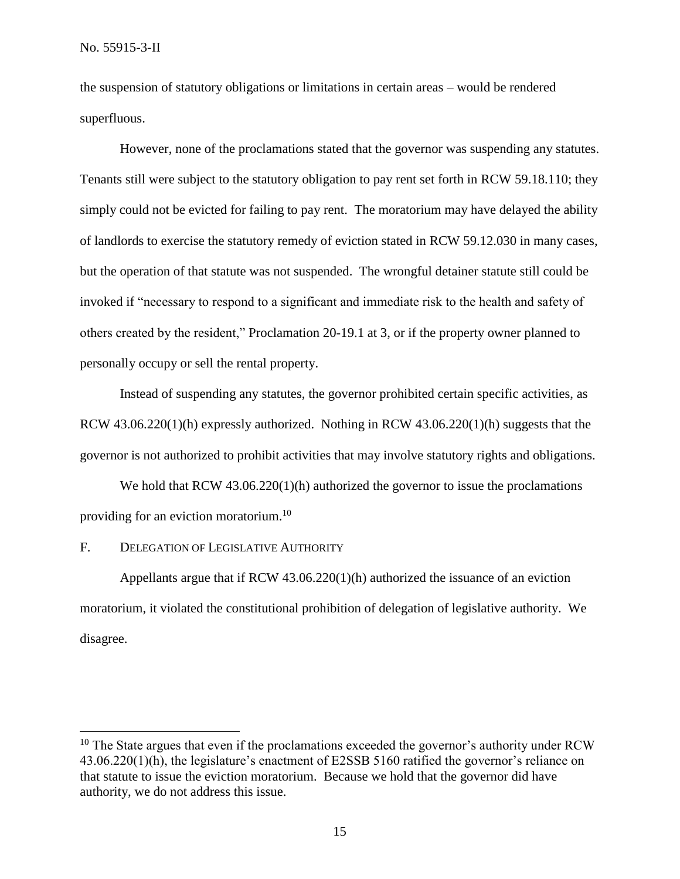the suspension of statutory obligations or limitations in certain areas – would be rendered superfluous.

However, none of the proclamations stated that the governor was suspending any statutes. Tenants still were subject to the statutory obligation to pay rent set forth in RCW 59.18.110; they simply could not be evicted for failing to pay rent. The moratorium may have delayed the ability of landlords to exercise the statutory remedy of eviction stated in RCW 59.12.030 in many cases, but the operation of that statute was not suspended. The wrongful detainer statute still could be invoked if "necessary to respond to a significant and immediate risk to the health and safety of others created by the resident," Proclamation 20-19.1 at 3, or if the property owner planned to personally occupy or sell the rental property.

Instead of suspending any statutes, the governor prohibited certain specific activities, as RCW 43.06.220(1)(h) expressly authorized. Nothing in RCW 43.06.220(1)(h) suggests that the governor is not authorized to prohibit activities that may involve statutory rights and obligations.

We hold that RCW 43.06.220(1)(h) authorized the governor to issue the proclamations providing for an eviction moratorium.[10]

F. Delegation of Legislative Authority

Appellants argue that if RCW 43.06.220(1)(h) authorized the issuance of an eviction moratorium, it violated the constitutional prohibition of delegation of legislative authority. We disagree.

---

[10] The State argues that even if the proclamations exceeded the governor's authority under RCW 43.06.220(1)(h), the legislature's enactment of E2SSB 5160 ratified the governor's reliance on that statute to issue the eviction moratorium. Because we hold that the governor did have authority, we do not address this issue.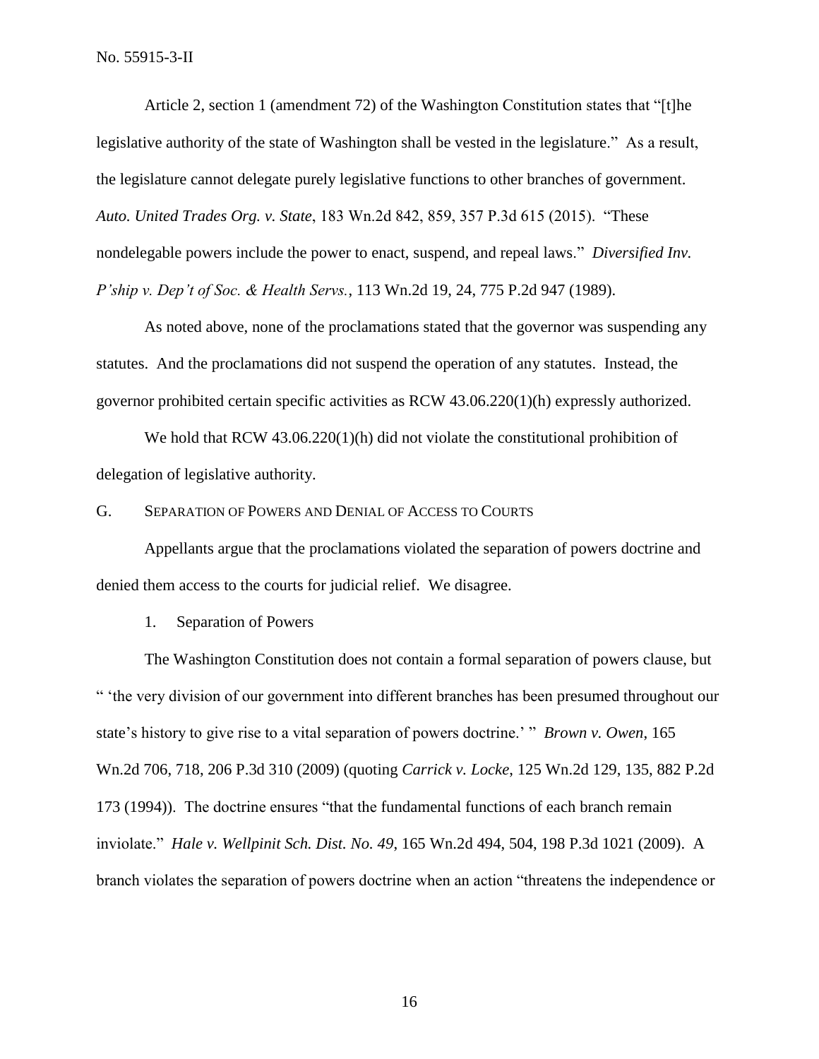Article 2, section 1 (amendment 72) of the Washington Constitution states that "[t]he legislative authority of the state of Washington shall be vested in the legislature." As a result, the legislature cannot delegate purely legislative functions to other branches of government. *Auto. United Trades Org. v. State*, 183 Wn.2d 842, 859, 357 P.3d 615 (2015). "These nondelegable powers include the power to enact, suspend, and repeal laws." *Diversified Inv. P'ship v. Dep't of Soc. & Health Servs.*, 113 Wn.2d 19, 24, 775 P.2d 947 (1989).

As noted above, none of the proclamations stated that the governor was suspending any statutes. And the proclamations did not suspend the operation of any statutes. Instead, the governor prohibited certain specific activities as RCW 43.06.220(1)(h) expressly authorized.

We hold that RCW 43.06.220(1)(h) did not violate the constitutional prohibition of delegation of legislative authority.

G. SEPARATION OF POWERS AND DENIAL OF ACCESS TO COURTS

Appellants argue that the proclamations violated the separation of powers doctrine and denied them access to the courts for judicial relief. We disagree.

1. Separation of Powers

The Washington Constitution does not contain a formal separation of powers clause, but " 'the very division of our government into different branches has been presumed throughout our state's history to give rise to a vital separation of powers doctrine.' " *Brown v. Owen*, 165 Wn.2d 706, 718, 206 P.3d 310 (2009) (quoting *Carrick v. Locke*, 125 Wn.2d 129, 135, 882 P.2d 173 (1994)). The doctrine ensures "that the fundamental functions of each branch remain inviolate." *Hale v. Wellpinit Sch. Dist. No. 49*, 165 Wn.2d 494, 504, 198 P.3d 1021 (2009). A branch violates the separation of powers doctrine when an action "threatens the independence or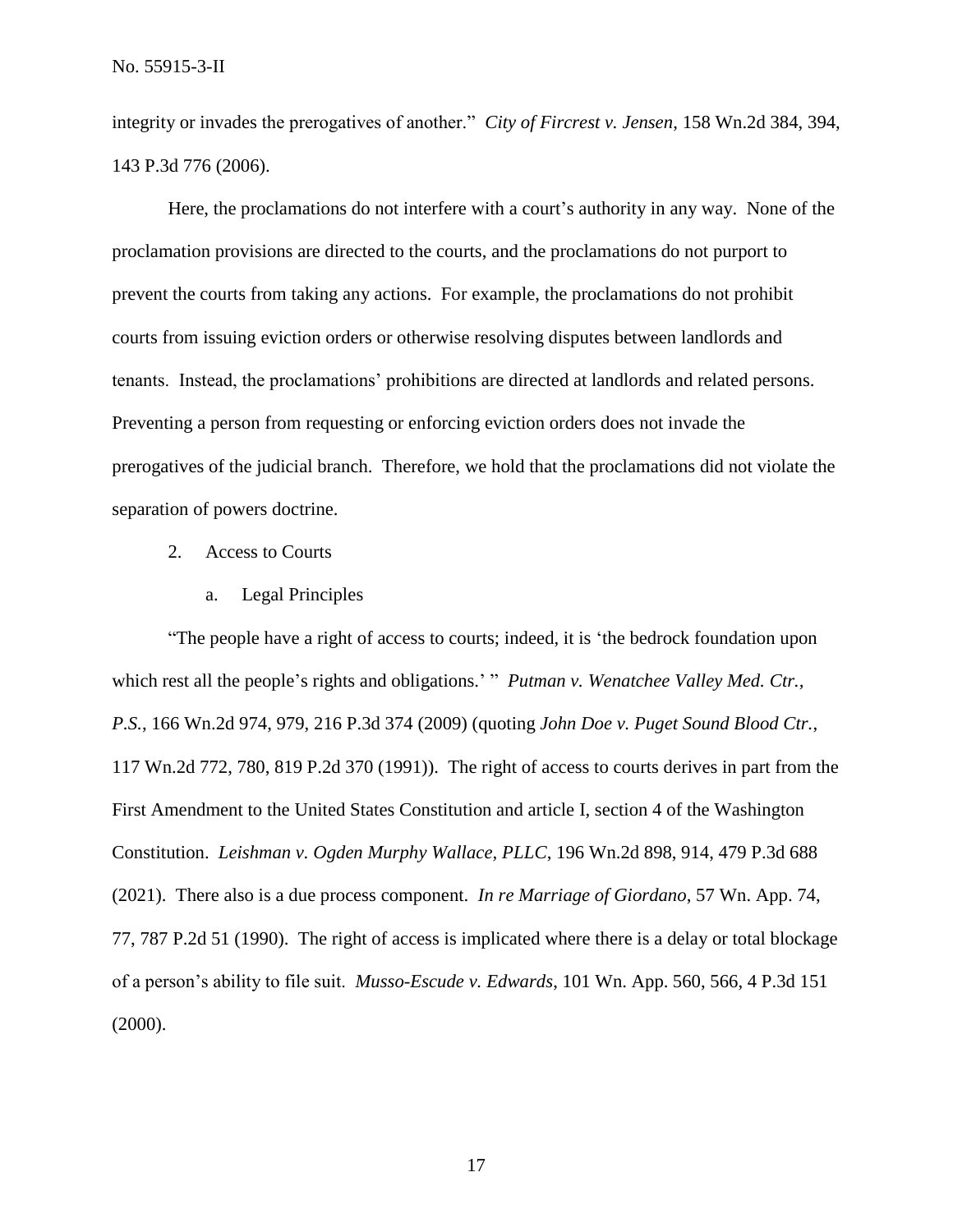integrity or invades the prerogatives of another." *City of Fircrest v. Jensen*, 158 Wn.2d 384, 394, 143 P.3d 776 (2006).

Here, the proclamations do not interfere with a court's authority in any way. None of the proclamation provisions are directed to the courts, and the proclamations do not purport to prevent the courts from taking any actions. For example, the proclamations do not prohibit courts from issuing eviction orders or otherwise resolving disputes between landlords and tenants. Instead, the proclamations' prohibitions are directed at landlords and related persons. Preventing a person from requesting or enforcing eviction orders does not invade the prerogatives of the judicial branch. Therefore, we hold that the proclamations did not violate the separation of powers doctrine.

2. Access to Courts

a. Legal Principles

"The people have a right of access to courts; indeed, it is 'the bedrock foundation upon which rest all the people's rights and obligations.' " *Putman v. Wenatchee Valley Med. Ctr., P.S.*, 166 Wn.2d 974, 979, 216 P.3d 374 (2009) (quoting *John Doe v. Puget Sound Blood Ctr.*, 117 Wn.2d 772, 780, 819 P.2d 370 (1991)). The right of access to courts derives in part from the First Amendment to the United States Constitution and article I, section 4 of the Washington Constitution. *Leishman v. Ogden Murphy Wallace, PLLC*, 196 Wn.2d 898, 914, 479 P.3d 688 (2021). There also is a due process component. *In re Marriage of Giordano*, 57 Wn. App. 74, 77, 787 P.2d 51 (1990). The right of access is implicated where there is a delay or total blockage of a person's ability to file suit. *Musso-Escude v. Edwards*, 101 Wn. App. 560, 566, 4 P.3d 151 (2000).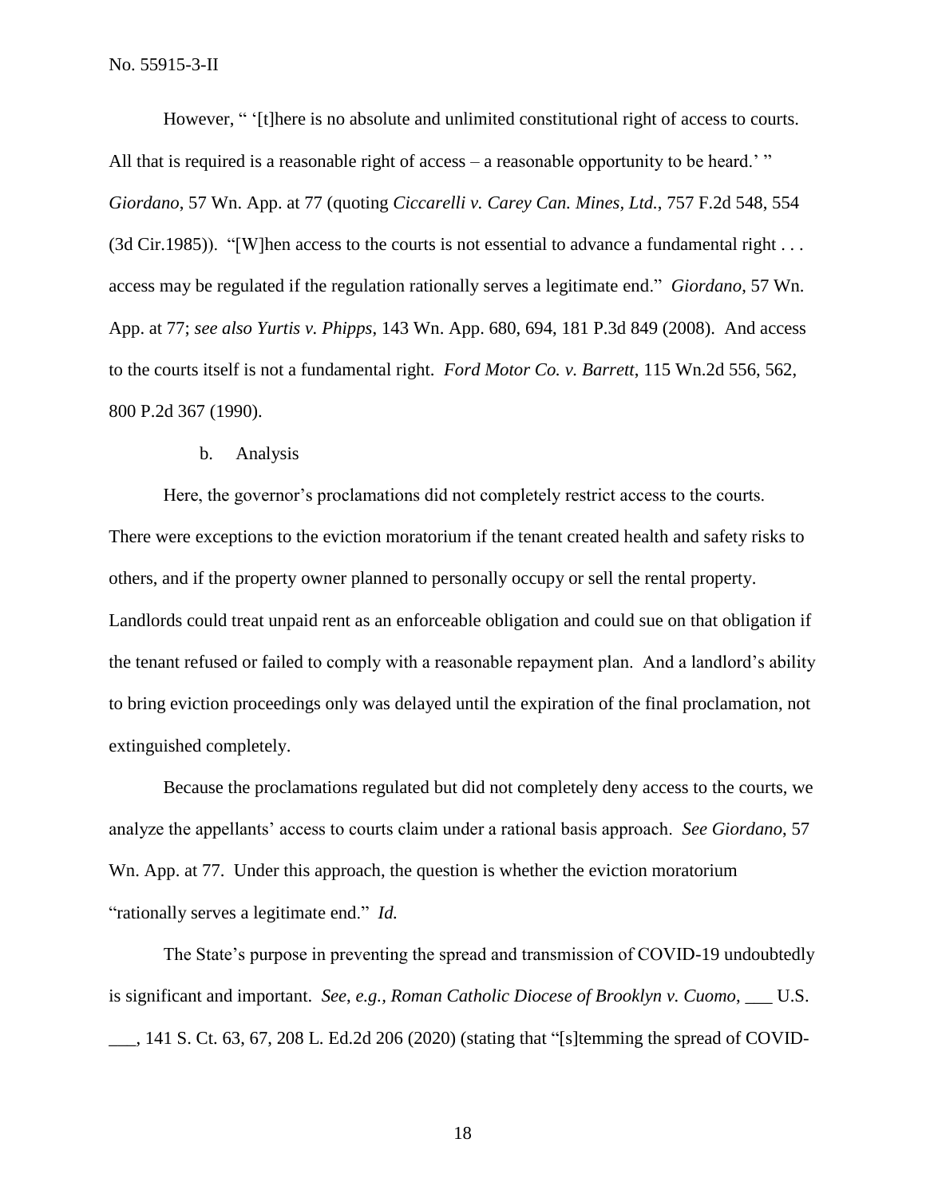However, " '[t]here is no absolute and unlimited constitutional right of access to courts. All that is required is a reasonable right of access – a reasonable opportunity to be heard.' " *Giordano*, 57 Wn. App. at 77 (quoting *Ciccarelli v. Carey Can. Mines, Ltd.*, 757 F.2d 548, 554 (3d Cir.1985)). "[W]hen access to the courts is not essential to advance a fundamental right . . . access may be regulated if the regulation rationally serves a legitimate end." *Giordano*, 57 Wn. App. at 77; *see also Yurtis v. Phipps*, 143 Wn. App. 680, 694, 181 P.3d 849 (2008). And access to the courts itself is not a fundamental right. *Ford Motor Co. v. Barrett*, 115 Wn.2d 556, 562, 800 P.2d 367 (1990).

b. Analysis

Here, the governor's proclamations did not completely restrict access to the courts. There were exceptions to the eviction moratorium if the tenant created health and safety risks to others, and if the property owner planned to personally occupy or sell the rental property. Landlords could treat unpaid rent as an enforceable obligation and could sue on that obligation if the tenant refused or failed to comply with a reasonable repayment plan. And a landlord's ability to bring eviction proceedings only was delayed until the expiration of the final proclamation, not extinguished completely.

Because the proclamations regulated but did not completely deny access to the courts, we analyze the appellants' access to courts claim under a rational basis approach. *See Giordano*, 57 Wn. App. at 77. Under this approach, the question is whether the eviction moratorium "rationally serves a legitimate end." *Id.*

The State's purpose in preventing the spread and transmission of COVID-19 undoubtedly is significant and important. *See, e.g., Roman Catholic Diocese of Brooklyn v. Cuomo*, ___ U.S. ___, 141 S. Ct. 63, 67, 208 L. Ed.2d 206 (2020) (stating that "[s]temming the spread of COVID-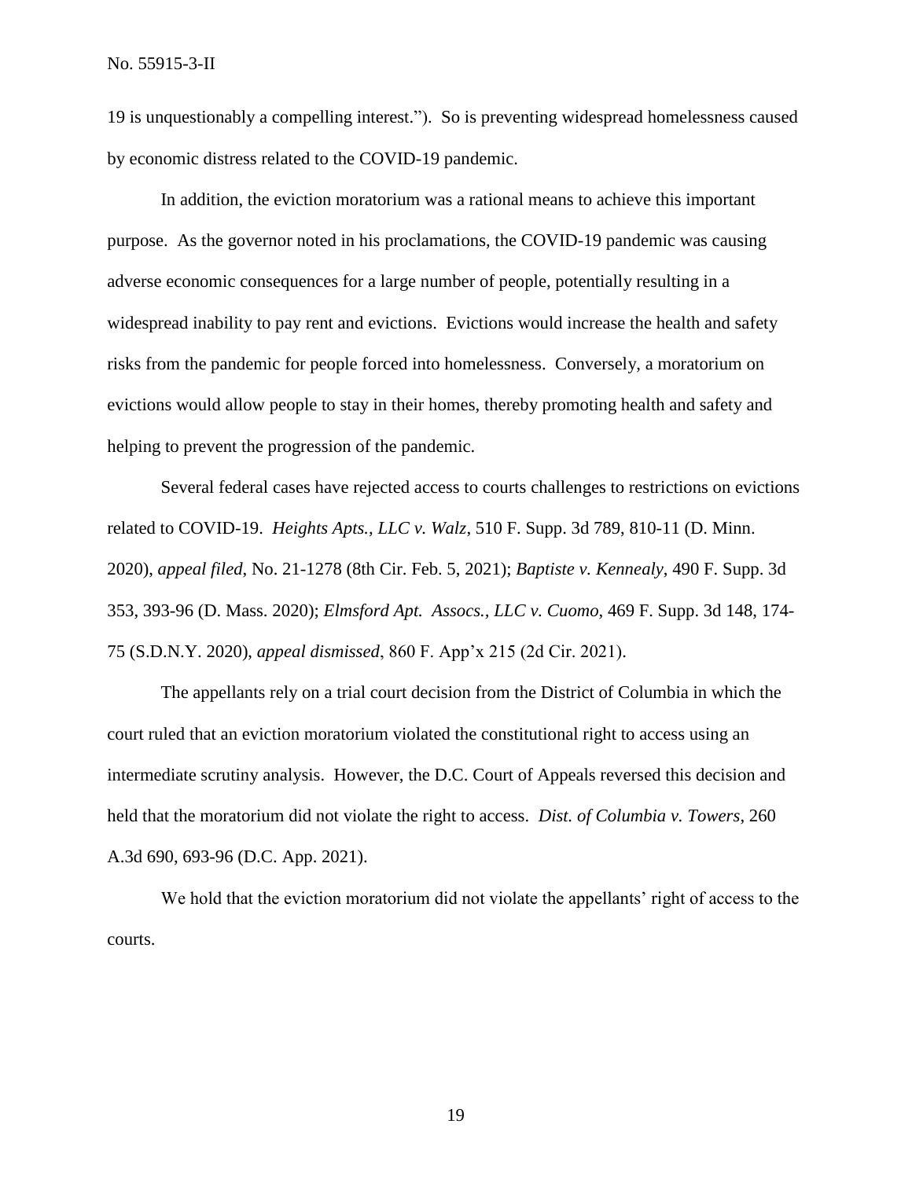19 is unquestionably a compelling interest."). So is preventing widespread homelessness caused by economic distress related to the COVID-19 pandemic.

In addition, the eviction moratorium was a rational means to achieve this important purpose. As the governor noted in his proclamations, the COVID-19 pandemic was causing adverse economic consequences for a large number of people, potentially resulting in a widespread inability to pay rent and evictions. Evictions would increase the health and safety risks from the pandemic for people forced into homelessness. Conversely, a moratorium on evictions would allow people to stay in their homes, thereby promoting health and safety and helping to prevent the progression of the pandemic.

Several federal cases have rejected access to courts challenges to restrictions on evictions related to COVID-19. *Heights Apts., LLC v. Walz*, 510 F. Supp. 3d 789, 810-11 (D. Minn. 2020), *appeal filed*, No. 21-1278 (8th Cir. Feb. 5, 2021); *Baptiste v. Kennealy*, 490 F. Supp. 3d 353, 393-96 (D. Mass. 2020); *Elmsford Apt. Assocs., LLC v. Cuomo*, 469 F. Supp. 3d 148, 174-75 (S.D.N.Y. 2020), *appeal dismissed*, 860 F. App'x 215 (2d Cir. 2021).

The appellants rely on a trial court decision from the District of Columbia in which the court ruled that an eviction moratorium violated the constitutional right to access using an intermediate scrutiny analysis. However, the D.C. Court of Appeals reversed this decision and held that the moratorium did not violate the right to access. *Dist. of Columbia v. Towers*, 260 A.3d 690, 693-96 (D.C. App. 2021).

We hold that the eviction moratorium did not violate the appellants' right of access to the courts.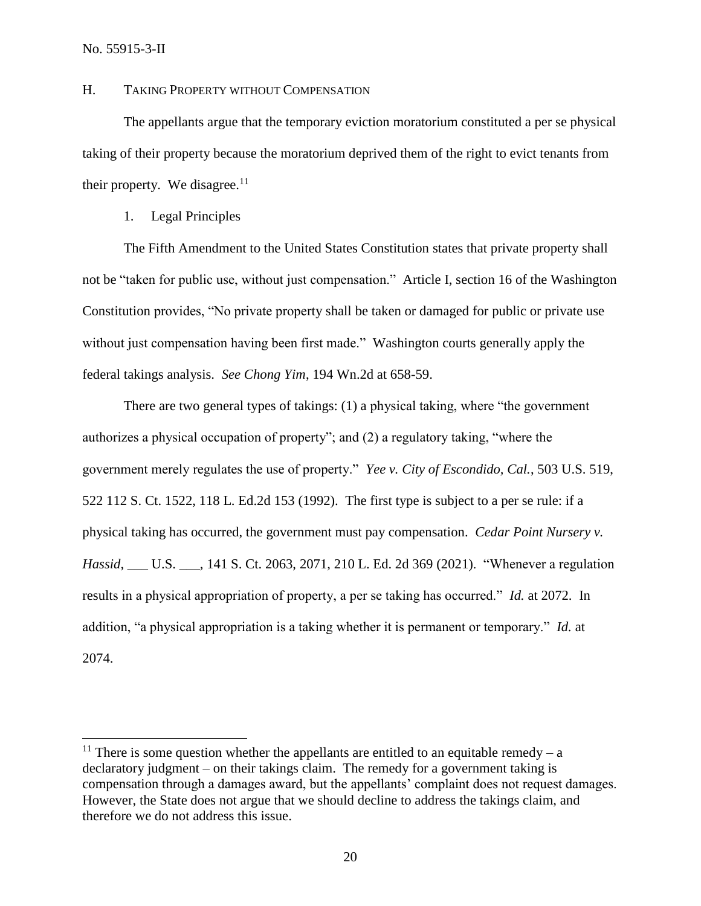## H. TAKING PROPERTY WITHOUT COMPENSATION

The appellants argue that the temporary eviction moratorium constituted a per se physical taking of their property because the moratorium deprived them of the right to evict tenants from their property. We disagree.[11]

### 1. Legal Principles

The Fifth Amendment to the United States Constitution states that private property shall not be "taken for public use, without just compensation." Article I, section 16 of the Washington Constitution provides, "No private property shall be taken or damaged for public or private use without just compensation having been first made." Washington courts generally apply the federal takings analysis. *See Chong Yim*, 194 Wn.2d at 658-59.

There are two general types of takings: (1) a physical taking, where "the government authorizes a physical occupation of property"; and (2) a regulatory taking, "where the government merely regulates the use of property." *Yee v. City of Escondido, Cal.*, 503 U.S. 519, 522 112 S. Ct. 1522, 118 L. Ed.2d 153 (1992). The first type is subject to a per se rule: if a physical taking has occurred, the government must pay compensation. *Cedar Point Nursery v. Hassid*, ___ U.S. ___, 141 S. Ct. 2063, 2071, 210 L. Ed. 2d 369 (2021). "Whenever a regulation results in a physical appropriation of property, a per se taking has occurred." *Id.* at 2072. In addition, "a physical appropriation is a taking whether it is permanent or temporary." *Id.* at 2074.

---

[11] There is some question whether the appellants are entitled to an equitable remedy – a declaratory judgment – on their takings claim. The remedy for a government taking is compensation through a damages award, but the appellants' complaint does not request damages. However, the State does not argue that we should decline to address the takings claim, and therefore we do not address this issue.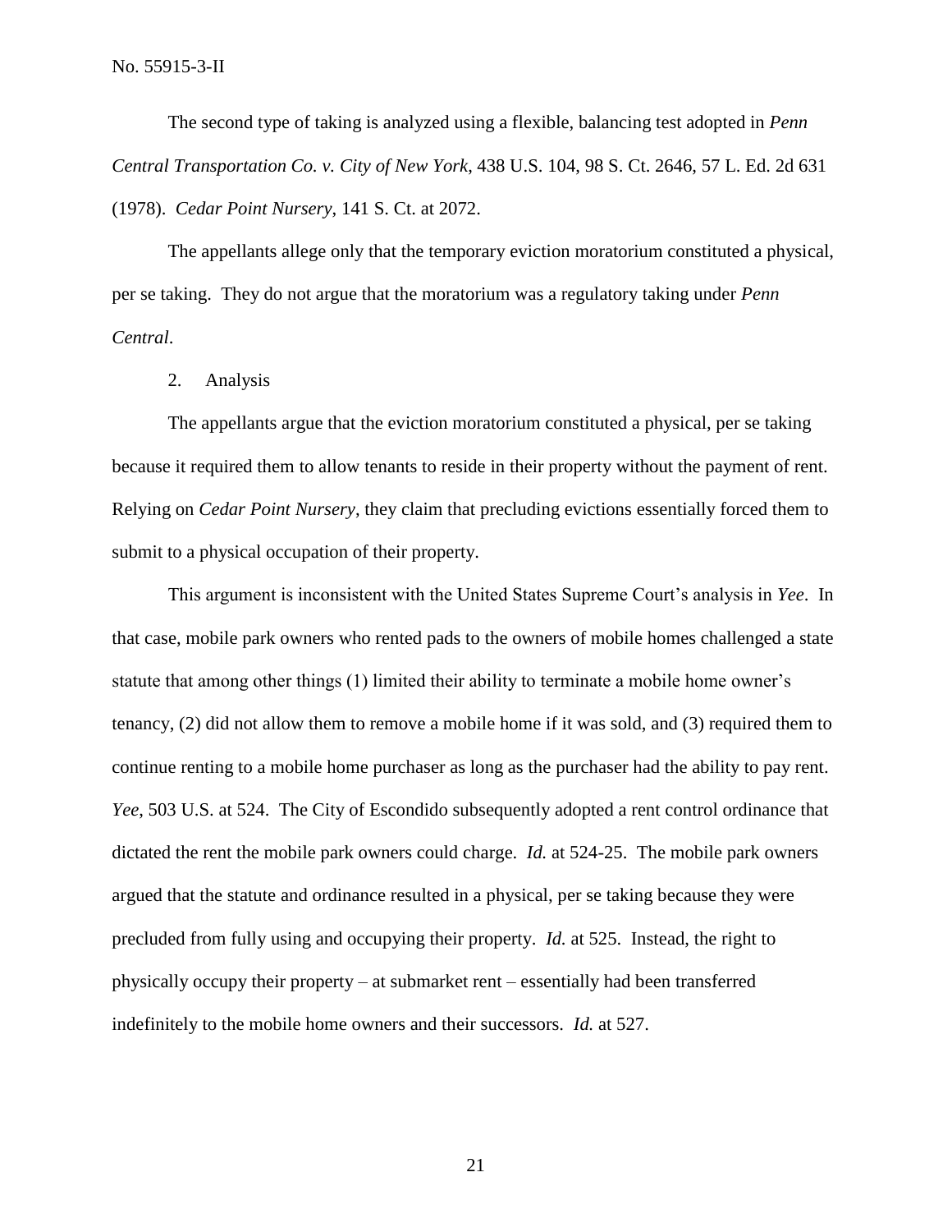The second type of taking is analyzed using a flexible, balancing test adopted in *Penn Central Transportation Co. v. City of New York*, 438 U.S. 104, 98 S. Ct. 2646, 57 L. Ed. 2d 631 (1978). *Cedar Point Nursery*, 141 S. Ct. at 2072.

The appellants allege only that the temporary eviction moratorium constituted a physical, per se taking. They do not argue that the moratorium was a regulatory taking under *Penn Central*.

2. Analysis

The appellants argue that the eviction moratorium constituted a physical, per se taking because it required them to allow tenants to reside in their property without the payment of rent. Relying on *Cedar Point Nursery*, they claim that precluding evictions essentially forced them to submit to a physical occupation of their property.

This argument is inconsistent with the United States Supreme Court's analysis in *Yee*. In that case, mobile park owners who rented pads to the owners of mobile homes challenged a state statute that among other things (1) limited their ability to terminate a mobile home owner's tenancy, (2) did not allow them to remove a mobile home if it was sold, and (3) required them to continue renting to a mobile home purchaser as long as the purchaser had the ability to pay rent. *Yee*, 503 U.S. at 524. The City of Escondido subsequently adopted a rent control ordinance that dictated the rent the mobile park owners could charge. *Id.* at 524-25. The mobile park owners argued that the statute and ordinance resulted in a physical, per se taking because they were precluded from fully using and occupying their property. *Id.* at 525. Instead, the right to physically occupy their property – at submarket rent – essentially had been transferred indefinitely to the mobile home owners and their successors. *Id.* at 527.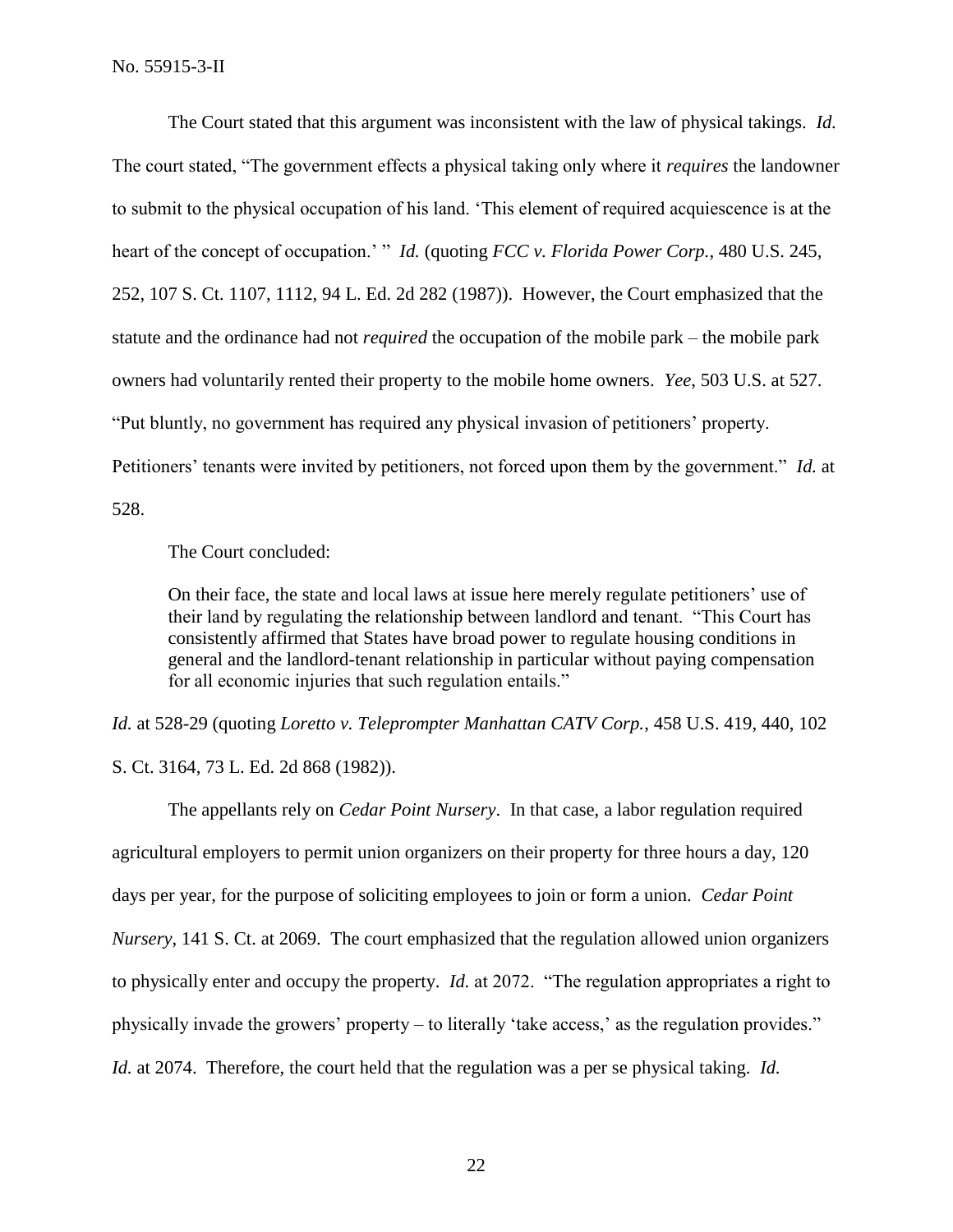The Court stated that this argument was inconsistent with the law of physical takings. *Id.* The court stated, "The government effects a physical taking only where it *requires* the landowner to submit to the physical occupation of his land. 'This element of required acquiescence is at the heart of the concept of occupation.' " *Id.* (quoting *FCC v. Florida Power Corp.*, 480 U.S. 245, 252, 107 S. Ct. 1107, 1112, 94 L. Ed. 2d 282 (1987)). However, the Court emphasized that the statute and the ordinance had not *required* the occupation of the mobile park – the mobile park owners had voluntarily rented their property to the mobile home owners. *Yee*, 503 U.S. at 527. "Put bluntly, no government has required any physical invasion of petitioners' property. Petitioners' tenants were invited by petitioners, not forced upon them by the government." *Id.* at 528.

The Court concluded:

> On their face, the state and local laws at issue here merely regulate petitioners' use of their land by regulating the relationship between landlord and tenant. "This Court has consistently affirmed that States have broad power to regulate housing conditions in general and the landlord-tenant relationship in particular without paying compensation for all economic injuries that such regulation entails."

*Id.* at 528-29 (quoting *Loretto v. Teleprompter Manhattan CATV Corp.*, 458 U.S. 419, 440, 102 S. Ct. 3164, 73 L. Ed. 2d 868 (1982)).

The appellants rely on *Cedar Point Nursery*. In that case, a labor regulation required agricultural employers to permit union organizers on their property for three hours a day, 120 days per year, for the purpose of soliciting employees to join or form a union. *Cedar Point Nursery*, 141 S. Ct. at 2069. The court emphasized that the regulation allowed union organizers to physically enter and occupy the property. *Id.* at 2072. "The regulation appropriates a right to physically invade the growers' property – to literally 'take access,' as the regulation provides." *Id.* at 2074. Therefore, the court held that the regulation was a per se physical taking. *Id.*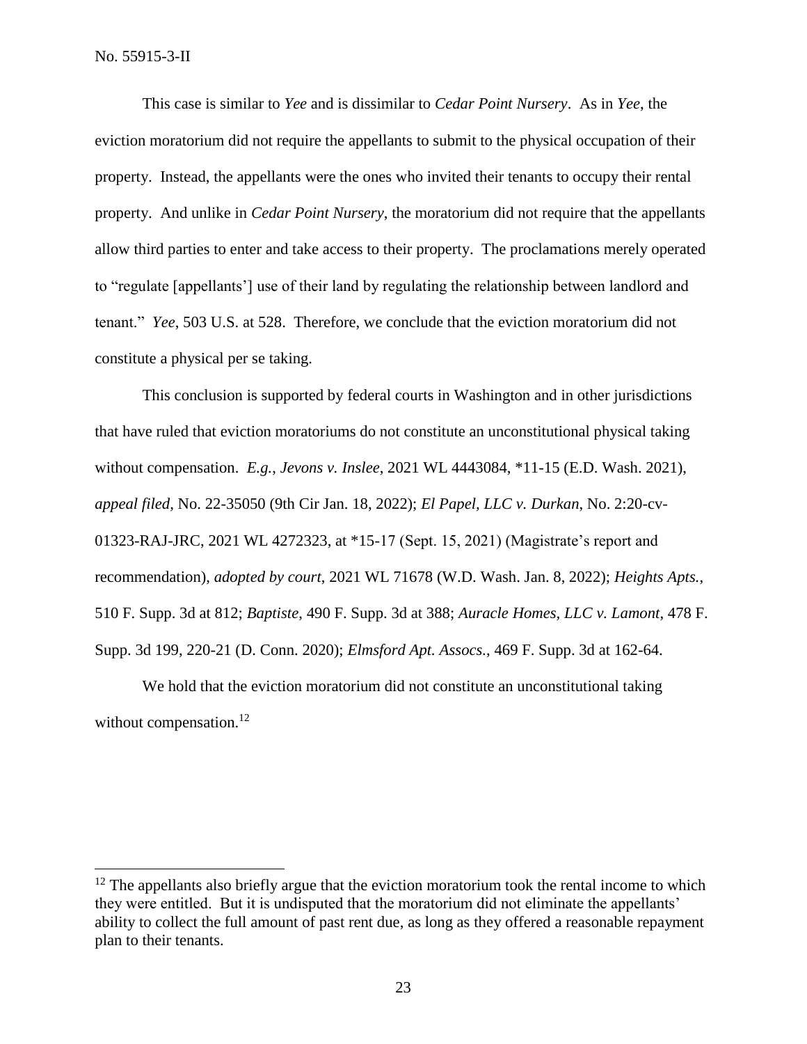This case is similar to *Yee* and is dissimilar to *Cedar Point Nursery*. As in *Yee*, the eviction moratorium did not require the appellants to submit to the physical occupation of their property. Instead, the appellants were the ones who invited their tenants to occupy their rental property. And unlike in *Cedar Point Nursery*, the moratorium did not require that the appellants allow third parties to enter and take access to their property. The proclamations merely operated to "regulate [appellants'] use of their land by regulating the relationship between landlord and tenant." *Yee*, 503 U.S. at 528. Therefore, we conclude that the eviction moratorium did not constitute a physical per se taking.

This conclusion is supported by federal courts in Washington and in other jurisdictions that have ruled that eviction moratoriums do not constitute an unconstitutional physical taking without compensation. *E.g.*, *Jevons v. Inslee*, 2021 WL 4443084, *11-15 (E.D. Wash. 2021), *appeal filed*, No. 22-35050 (9th Cir Jan. 18, 2022); *El Papel, LLC v. Durkan*, No. 2:20-cv-01323-RAJ-JRC, 2021 WL 4272323, at *15-17 (Sept. 15, 2021) (Magistrate's report and recommendation), *adopted by court*, 2021 WL 71678 (W.D. Wash. Jan. 8, 2022); *Heights Apts.*, 510 F. Supp. 3d at 812; *Baptiste*, 490 F. Supp. 3d at 388; *Auracle Homes, LLC v. Lamont*, 478 F. Supp. 3d 199, 220-21 (D. Conn. 2020); *Elmsford Apt. Assocs.*, 469 F. Supp. 3d at 162-64.

We hold that the eviction moratorium did not constitute an unconstitutional taking without compensation.[12]

---

[12] The appellants also briefly argue that the eviction moratorium took the rental income to which they were entitled. But it is undisputed that the moratorium did not eliminate the appellants' ability to collect the full amount of past rent due, as long as they offered a reasonable repayment plan to their tenants.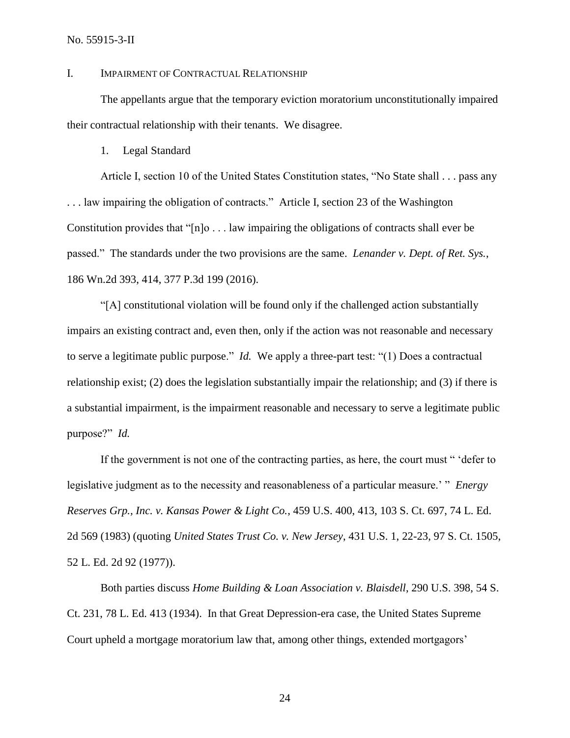## I. Impairment of Contractual Relationship

The appellants argue that the temporary eviction moratorium unconstitutionally impaired their contractual relationship with their tenants. We disagree.

### 1. Legal Standard

Article I, section 10 of the United States Constitution states, "No State shall . . . pass any . . . law impairing the obligation of contracts." Article I, section 23 of the Washington Constitution provides that "[n]o . . . law impairing the obligations of contracts shall ever be passed." The standards under the two provisions are the same. *Lenander v. Dept. of Ret. Sys.*, 186 Wn.2d 393, 414, 377 P.3d 199 (2016).

"[A] constitutional violation will be found only if the challenged action substantially impairs an existing contract and, even then, only if the action was not reasonable and necessary to serve a legitimate public purpose." *Id.* We apply a three-part test: "(1) Does a contractual relationship exist; (2) does the legislation substantially impair the relationship; and (3) if there is a substantial impairment, is the impairment reasonable and necessary to serve a legitimate public purpose?" *Id.*

If the government is not one of the contracting parties, as here, the court must " 'defer to legislative judgment as to the necessity and reasonableness of a particular measure.' " *Energy Reserves Grp., Inc. v. Kansas Power & Light Co.*, 459 U.S. 400, 413, 103 S. Ct. 697, 74 L. Ed. 2d 569 (1983) (quoting *United States Trust Co. v. New Jersey*, 431 U.S. 1, 22-23, 97 S. Ct. 1505, 52 L. Ed. 2d 92 (1977)).

Both parties discuss *Home Building & Loan Association v. Blaisdell*, 290 U.S. 398, 54 S. Ct. 231, 78 L. Ed. 413 (1934). In that Great Depression-era case, the United States Supreme Court upheld a mortgage moratorium law that, among other things, extended mortgagors'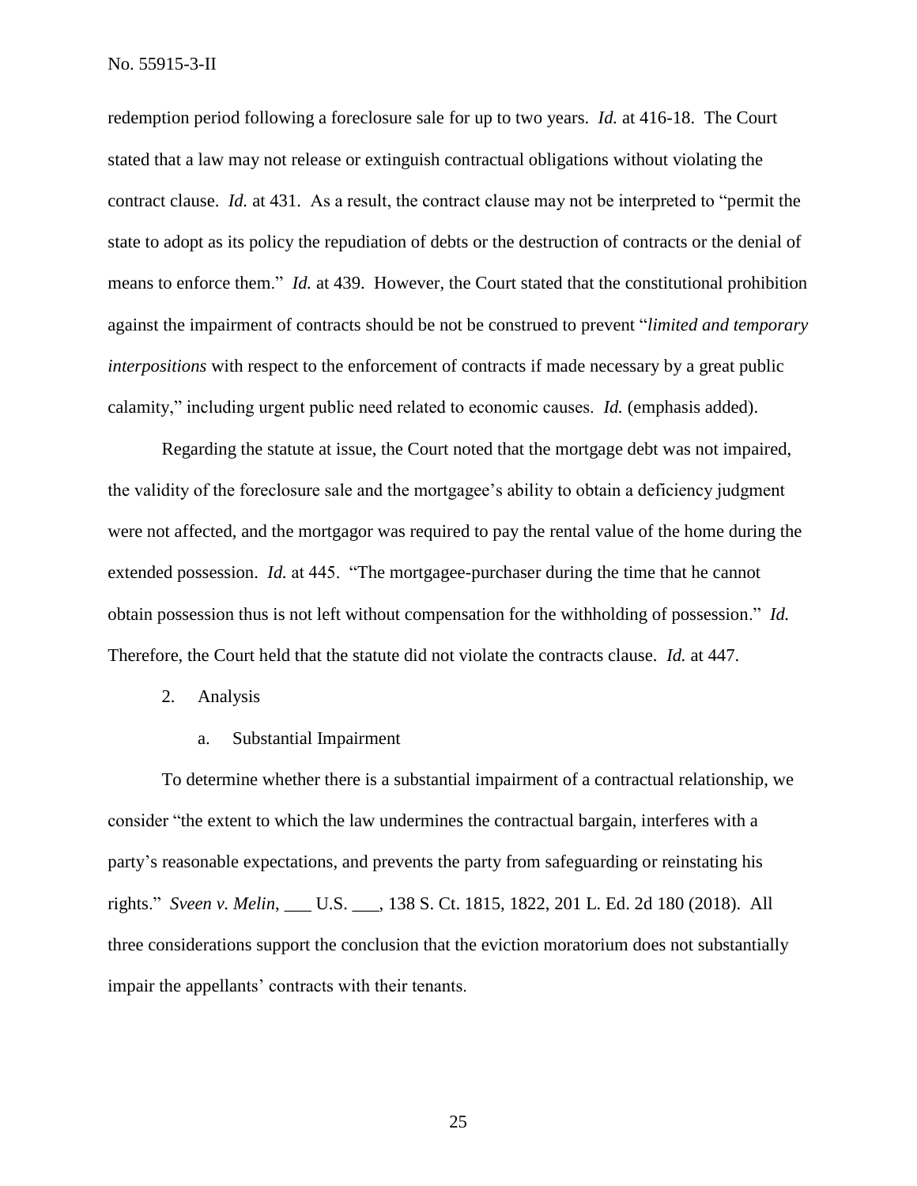redemption period following a foreclosure sale for up to two years. *Id.* at 416-18. The Court stated that a law may not release or extinguish contractual obligations without violating the contract clause. *Id.* at 431. As a result, the contract clause may not be interpreted to "permit the state to adopt as its policy the repudiation of debts or the destruction of contracts or the denial of means to enforce them." *Id.* at 439. However, the Court stated that the constitutional prohibition against the impairment of contracts should be not be construed to prevent "*limited and temporary interpositions* with respect to the enforcement of contracts if made necessary by a great public calamity," including urgent public need related to economic causes. *Id.* (emphasis added).

Regarding the statute at issue, the Court noted that the mortgage debt was not impaired, the validity of the foreclosure sale and the mortgagee's ability to obtain a deficiency judgment were not affected, and the mortgagor was required to pay the rental value of the home during the extended possession. *Id.* at 445. "The mortgagee-purchaser during the time that he cannot obtain possession thus is not left without compensation for the withholding of possession." *Id.* Therefore, the Court held that the statute did not violate the contracts clause. *Id.* at 447.

2. Analysis

a. Substantial Impairment

To determine whether there is a substantial impairment of a contractual relationship, we consider "the extent to which the law undermines the contractual bargain, interferes with a party's reasonable expectations, and prevents the party from safeguarding or reinstating his rights." *Sveen v. Melin*, ___ U.S. ___, 138 S. Ct. 1815, 1822, 201 L. Ed. 2d 180 (2018). All three considerations support the conclusion that the eviction moratorium does not substantially impair the appellants' contracts with their tenants.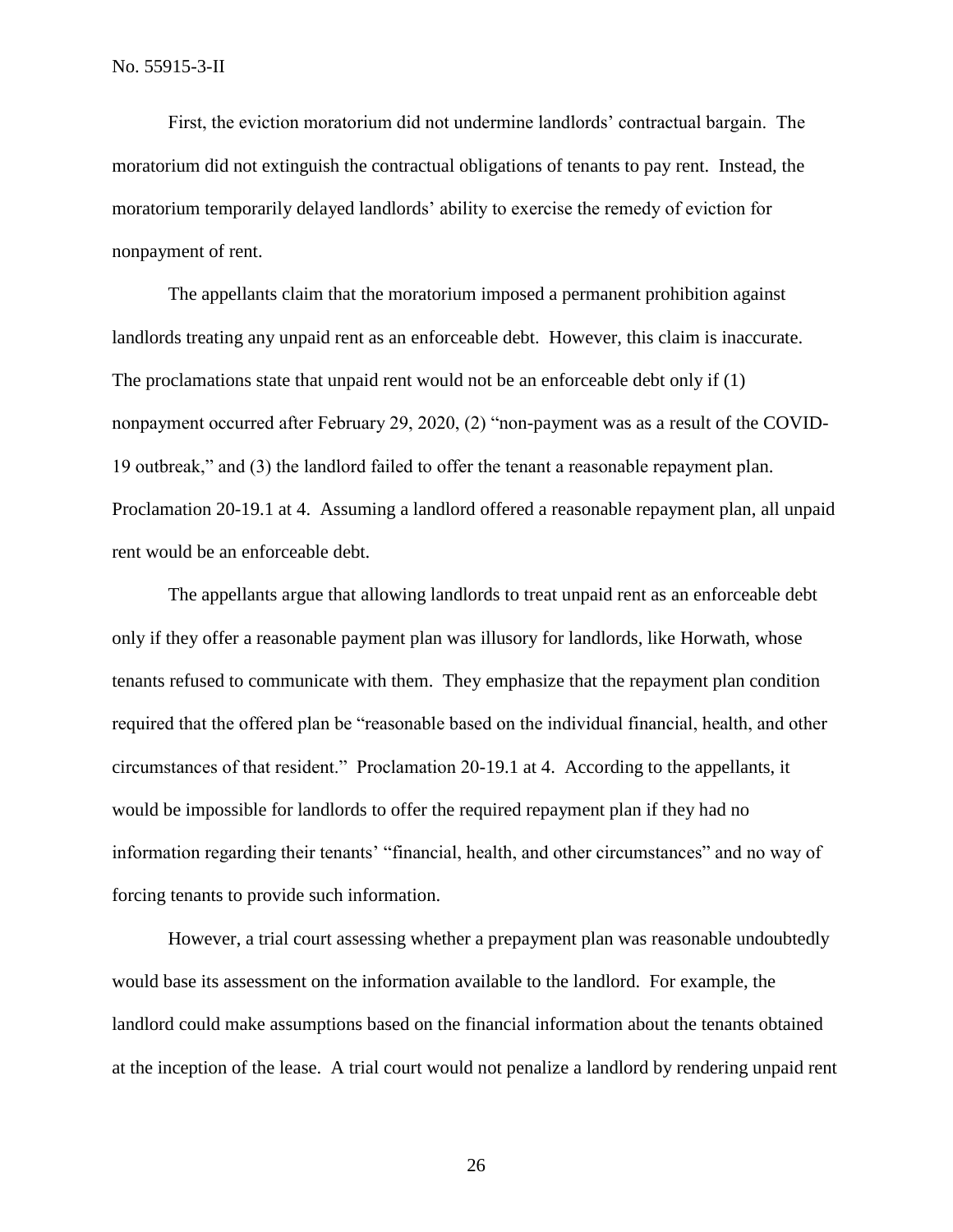First, the eviction moratorium did not undermine landlords' contractual bargain. The moratorium did not extinguish the contractual obligations of tenants to pay rent. Instead, the moratorium temporarily delayed landlords' ability to exercise the remedy of eviction for nonpayment of rent.

The appellants claim that the moratorium imposed a permanent prohibition against landlords treating any unpaid rent as an enforceable debt. However, this claim is inaccurate. The proclamations state that unpaid rent would not be an enforceable debt only if (1) nonpayment occurred after February 29, 2020, (2) "non-payment was as a result of the COVID-19 outbreak," and (3) the landlord failed to offer the tenant a reasonable repayment plan. Proclamation 20-19.1 at 4. Assuming a landlord offered a reasonable repayment plan, all unpaid rent would be an enforceable debt.

The appellants argue that allowing landlords to treat unpaid rent as an enforceable debt only if they offer a reasonable payment plan was illusory for landlords, like Horwath, whose tenants refused to communicate with them. They emphasize that the repayment plan condition required that the offered plan be "reasonable based on the individual financial, health, and other circumstances of that resident." Proclamation 20-19.1 at 4. According to the appellants, it would be impossible for landlords to offer the required repayment plan if they had no information regarding their tenants' "financial, health, and other circumstances" and no way of forcing tenants to provide such information.

However, a trial court assessing whether a prepayment plan was reasonable undoubtedly would base its assessment on the information available to the landlord. For example, the landlord could make assumptions based on the financial information about the tenants obtained at the inception of the lease. A trial court would not penalize a landlord by rendering unpaid rent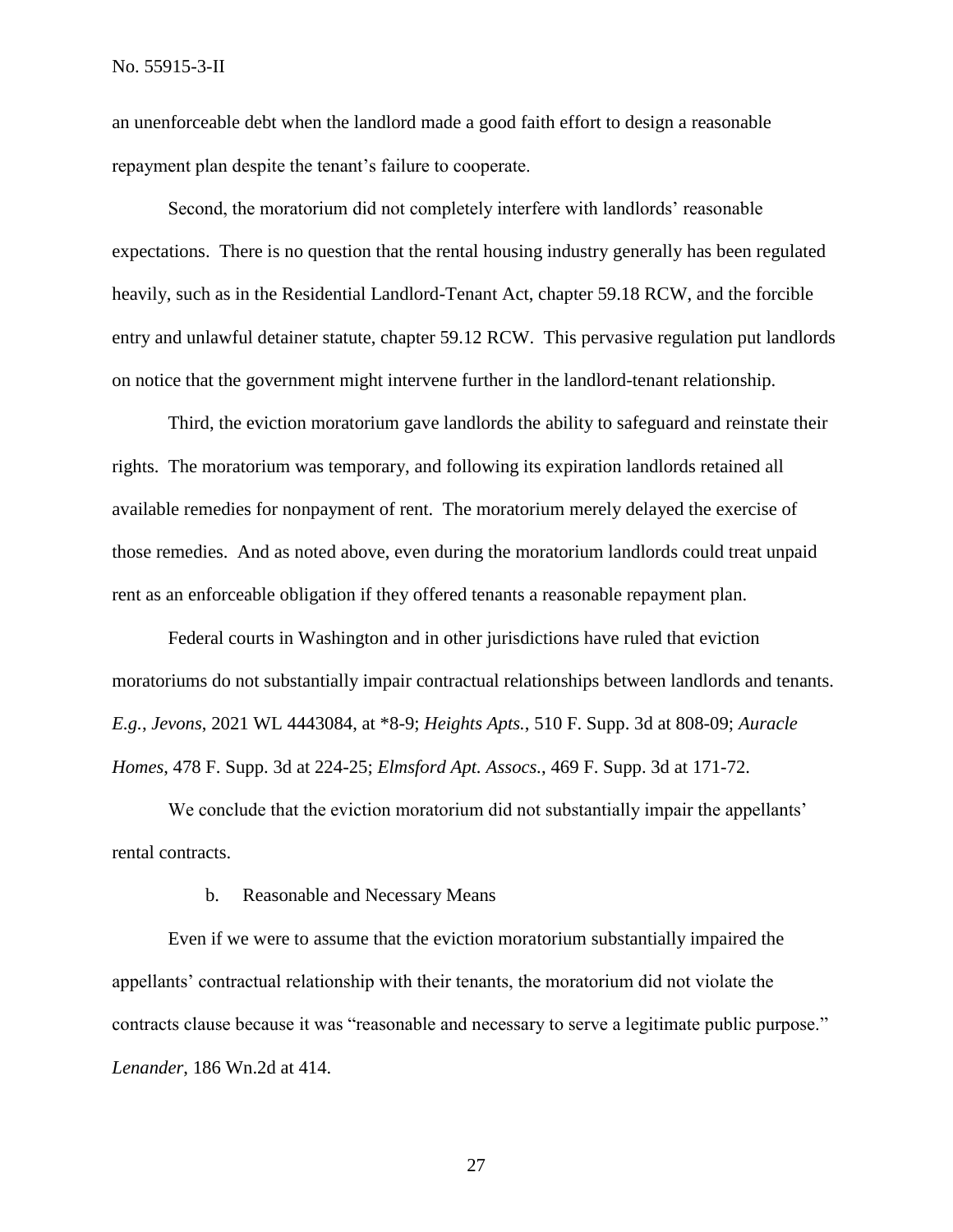an unenforceable debt when the landlord made a good faith effort to design a reasonable repayment plan despite the tenant's failure to cooperate.

Second, the moratorium did not completely interfere with landlords' reasonable expectations. There is no question that the rental housing industry generally has been regulated heavily, such as in the Residential Landlord-Tenant Act, chapter 59.18 RCW, and the forcible entry and unlawful detainer statute, chapter 59.12 RCW. This pervasive regulation put landlords on notice that the government might intervene further in the landlord-tenant relationship.

Third, the eviction moratorium gave landlords the ability to safeguard and reinstate their rights. The moratorium was temporary, and following its expiration landlords retained all available remedies for nonpayment of rent. The moratorium merely delayed the exercise of those remedies. And as noted above, even during the moratorium landlords could treat unpaid rent as an enforceable obligation if they offered tenants a reasonable repayment plan.

Federal courts in Washington and in other jurisdictions have ruled that eviction moratoriums do not substantially impair contractual relationships between landlords and tenants. *E.g.*, *Jevons*, 2021 WL 4443084, at *8-9; *Heights Apts.*, 510 F. Supp. 3d at 808-09; *Auracle Homes*, 478 F. Supp. 3d at 224-25; *Elmsford Apt. Assocs.*, 469 F. Supp. 3d at 171-72.

We conclude that the eviction moratorium did not substantially impair the appellants' rental contracts.

b. Reasonable and Necessary Means

Even if we were to assume that the eviction moratorium substantially impaired the appellants' contractual relationship with their tenants, the moratorium did not violate the contracts clause because it was "reasonable and necessary to serve a legitimate public purpose." *Lenander*, 186 Wn.2d at 414.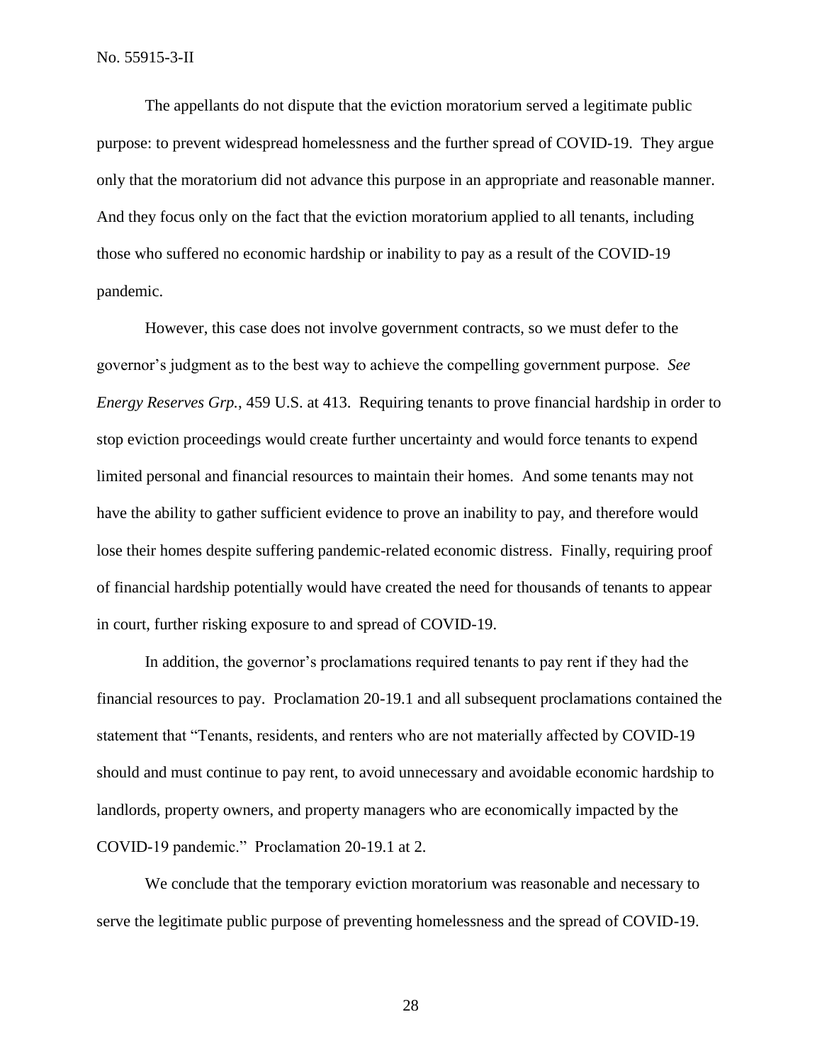The appellants do not dispute that the eviction moratorium served a legitimate public purpose: to prevent widespread homelessness and the further spread of COVID-19. They argue only that the moratorium did not advance this purpose in an appropriate and reasonable manner. And they focus only on the fact that the eviction moratorium applied to all tenants, including those who suffered no economic hardship or inability to pay as a result of the COVID-19 pandemic.

However, this case does not involve government contracts, so we must defer to the governor's judgment as to the best way to achieve the compelling government purpose. *See Energy Reserves Grp.*, 459 U.S. at 413. Requiring tenants to prove financial hardship in order to stop eviction proceedings would create further uncertainty and would force tenants to expend limited personal and financial resources to maintain their homes. And some tenants may not have the ability to gather sufficient evidence to prove an inability to pay, and therefore would lose their homes despite suffering pandemic-related economic distress. Finally, requiring proof of financial hardship potentially would have created the need for thousands of tenants to appear in court, further risking exposure to and spread of COVID-19.

In addition, the governor's proclamations required tenants to pay rent if they had the financial resources to pay. Proclamation 20-19.1 and all subsequent proclamations contained the statement that "Tenants, residents, and renters who are not materially affected by COVID-19 should and must continue to pay rent, to avoid unnecessary and avoidable economic hardship to landlords, property owners, and property managers who are economically impacted by the COVID-19 pandemic." Proclamation 20-19.1 at 2.

We conclude that the temporary eviction moratorium was reasonable and necessary to serve the legitimate public purpose of preventing homelessness and the spread of COVID-19.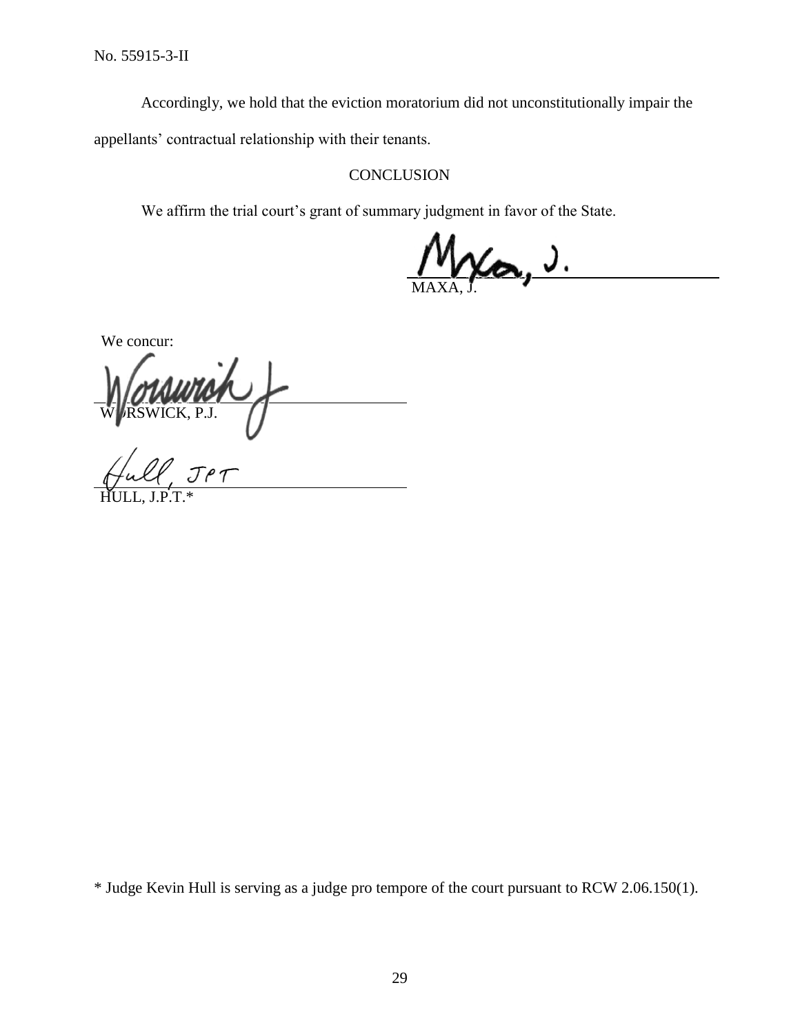Accordingly, we hold that the eviction moratorium did not unconstitutionally impair the appellants' contractual relationship with their tenants.

## CONCLUSION

We affirm the trial court's grant of summary judgment in favor of the State.

MAXA, J.

We concur:

WORSWICK, P.J.

HULL, J.P.T.*

* Judge Kevin Hull is serving as a judge pro tempore of the court pursuant to RCW 2.06.150(1).